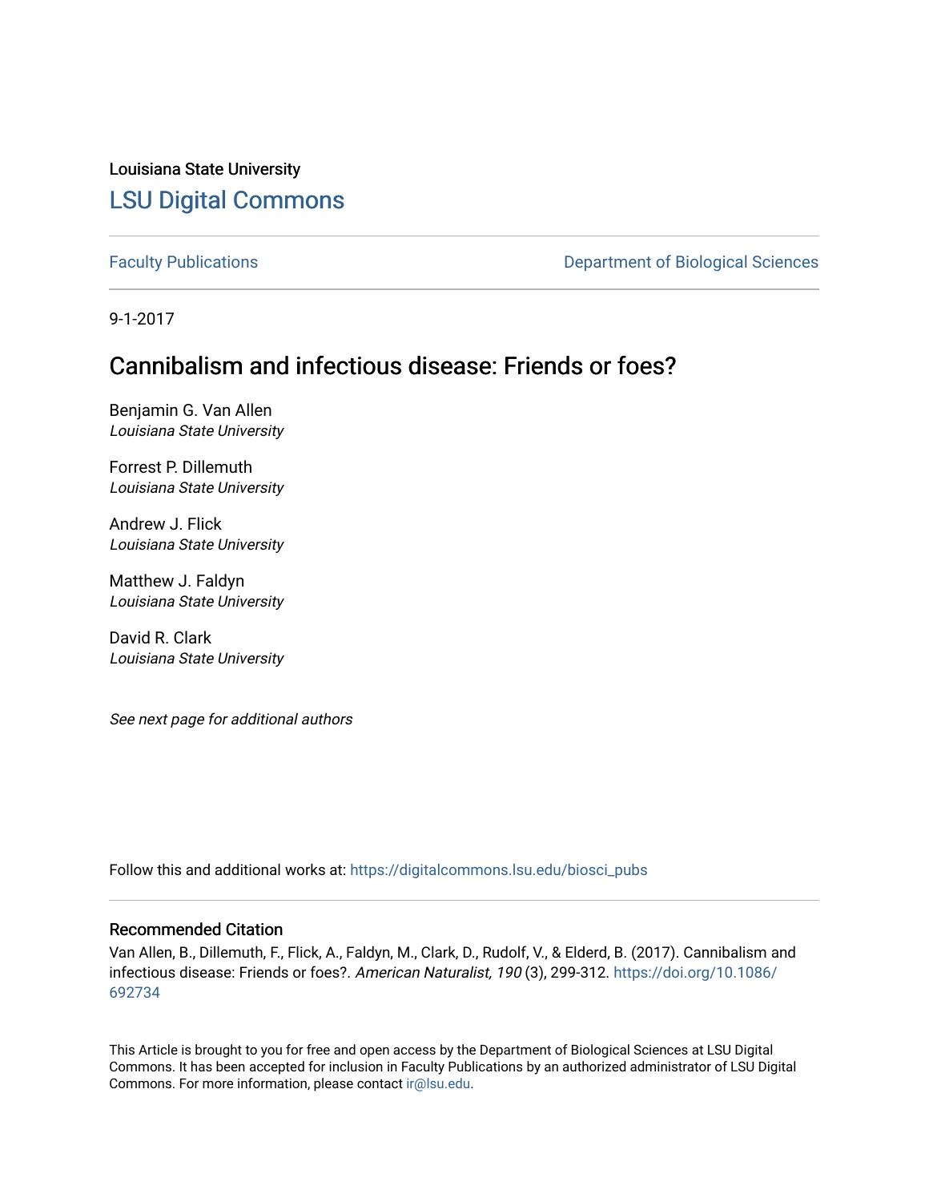Louisiana State University

# LSU Digital Commons

Faculty Publications | Department of Biological Sciences

9-1-2017

## Cannibalism and infectious disease: Friends or foes?

Benjamin G. Van Allen
*Louisiana State University*

Forrest P. Dillemuth
*Louisiana State University*

Andrew J. Flick
*Louisiana State University*

Matthew J. Faldyn
*Louisiana State University*

David R. Clark
*Louisiana State University*

*See next page for additional authors*

Follow this and additional works at: https://digitalcommons.lsu.edu/biosci_pubs

### Recommended Citation

Van Allen, B., Dillemuth, F., Flick, A., Faldyn, M., Clark, D., Rudolf, V., & Elderd, B. (2017). Cannibalism and infectious disease: Friends or foes?. *American Naturalist, 190* (3), 299-312. https://doi.org/10.1086/692734

This Article is brought to you for free and open access by the Department of Biological Sciences at LSU Digital Commons. It has been accepted for inclusion in Faculty Publications by an authorized administrator of LSU Digital Commons. For more information, please contact ir@lsu.edu.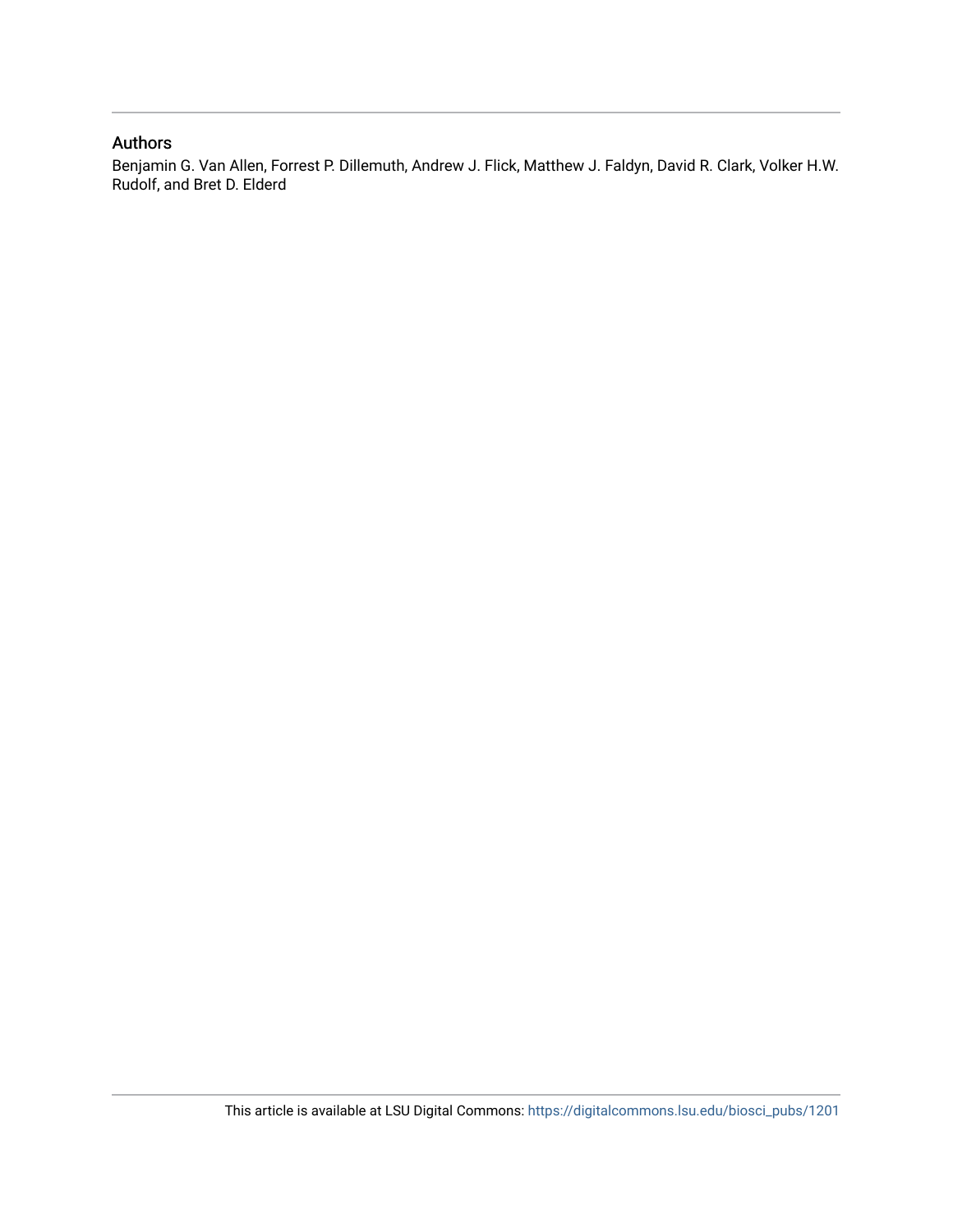## Authors

Benjamin G. Van Allen, Forrest P. Dillemuth, Andrew J. Flick, Matthew J. Faldyn, David R. Clark, Volker H.W. Rudolf, and Bret D. Elderd

This article is available at LSU Digital Commons: https://digitalcommons.lsu.edu/biosci_pubs/1201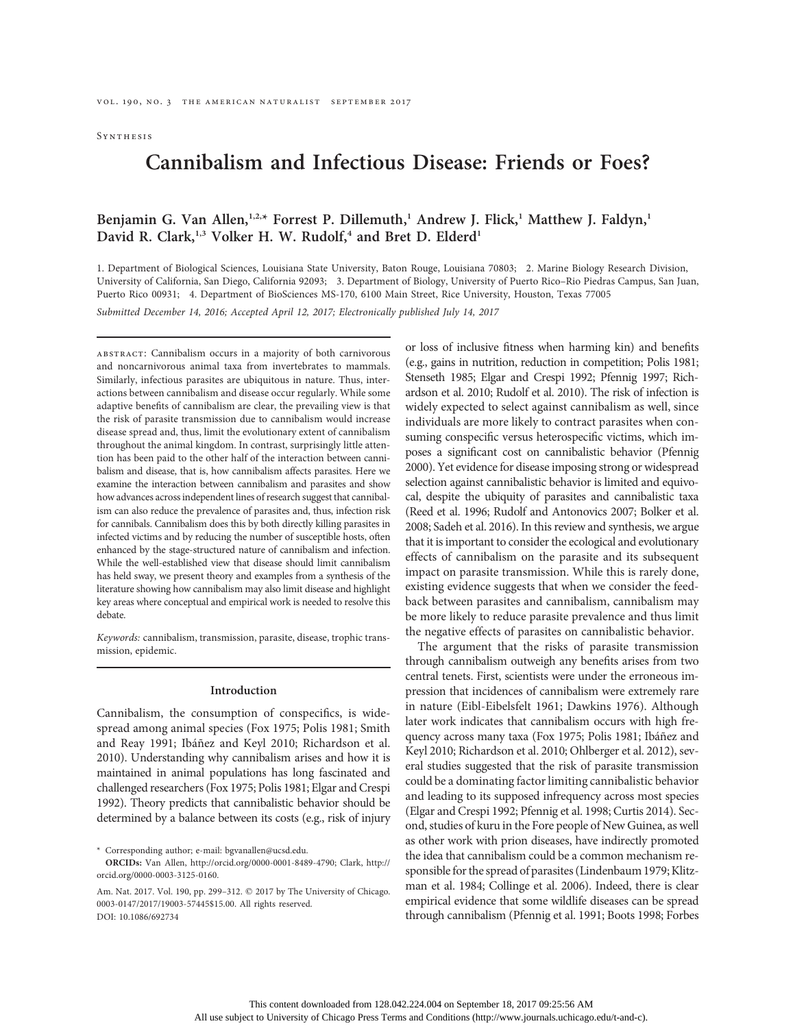Synthesis

# Cannibalism and Infectious Disease: Friends or Foes?

**Benjamin G. Van Allen,[1,2,*] Forrest P. Dillemuth,[1] Andrew J. Flick,[1] Matthew J. Faldyn,[1] David R. Clark,[1,3] Volker H. W. Rudolf,[4] and Bret D. Elderd[1]**

1. Department of Biological Sciences, Louisiana State University, Baton Rouge, Louisiana 70803; 2. Marine Biology Research Division, University of California, San Diego, California 92093; 3. Department of Biology, University of Puerto Rico–Rio Piedras Campus, San Juan, Puerto Rico 00931; 4. Department of BioSciences MS-170, 6100 Main Street, Rice University, Houston, Texas 77005

*Submitted December 14, 2016; Accepted April 12, 2017; Electronically published July 14, 2017*

abstract: Cannibalism occurs in a majority of both carnivorous and noncarnivorous animal taxa from invertebrates to mammals. Similarly, infectious parasites are ubiquitous in nature. Thus, interactions between cannibalism and disease occur regularly. While some adaptive benefits of cannibalism are clear, the prevailing view is that the risk of parasite transmission due to cannibalism would increase disease spread and, thus, limit the evolutionary extent of cannibalism throughout the animal kingdom. In contrast, surprisingly little attention has been paid to the other half of the interaction between cannibalism and disease, that is, how cannibalism affects parasites. Here we examine the interaction between cannibalism and parasites and show how advances across independent lines of research suggest that cannibalism can also reduce the prevalence of parasites and, thus, infection risk for cannibals. Cannibalism does this by both directly killing parasites in infected victims and by reducing the number of susceptible hosts, often enhanced by the stage-structured nature of cannibalism and infection. While the well-established view that disease should limit cannibalism has held sway, we present theory and examples from a synthesis of the literature showing how cannibalism may also limit disease and highlight key areas where conceptual and empirical work is needed to resolve this debate.

*Keywords:* cannibalism, transmission, parasite, disease, trophic transmission, epidemic.

## Introduction

Cannibalism, the consumption of conspecifics, is widespread among animal species (Fox 1975; Polis 1981; Smith and Reay 1991; Ibáñez and Keyl 2010; Richardson et al. 2010). Understanding why cannibalism arises and how it is maintained in animal populations has long fascinated and challenged researchers (Fox 1975; Polis 1981; Elgar and Crespi 1992). Theory predicts that cannibalistic behavior should be determined by a balance between its costs (e.g., risk of injury or loss of inclusive fitness when harming kin) and benefits (e.g., gains in nutrition, reduction in competition; Polis 1981; Stenseth 1985; Elgar and Crespi 1992; Pfennig 1997; Richardson et al. 2010; Rudolf et al. 2010). The risk of infection is widely expected to select against cannibalism as well, since individuals are more likely to contract parasites when consuming conspecific versus heterospecific victims, which imposes a significant cost on cannibalistic behavior (Pfennig 2000). Yet evidence for disease imposing strong or widespread selection against cannibalistic behavior is limited and equivocal, despite the ubiquity of parasites and cannibalistic taxa (Reed et al. 1996; Rudolf and Antonovics 2007; Bolker et al. 2008; Sadeh et al. 2016). In this review and synthesis, we argue that it is important to consider the ecological and evolutionary effects of cannibalism on the parasite and its subsequent impact on parasite transmission. While this is rarely done, existing evidence suggests that when we consider the feedback between parasites and cannibalism, cannibalism may be more likely to reduce parasite prevalence and thus limit the negative effects of parasites on cannibalistic behavior.

The argument that the risks of parasite transmission through cannibalism outweigh any benefits arises from two central tenets. First, scientists were under the erroneous impression that incidences of cannibalism were extremely rare in nature (Eibl-Eibelsfelt 1961; Dawkins 1976). Although later work indicates that cannibalism occurs with high frequency across many taxa (Fox 1975; Polis 1981; Ibáñez and Keyl 2010; Richardson et al. 2010; Ohlberger et al. 2012), several studies suggested that the risk of parasite transmission could be a dominating factor limiting cannibalistic behavior and leading to its supposed infrequency across most species (Elgar and Crespi 1992; Pfennig et al. 1998; Curtis 2014). Second, studies of kuru in the Fore people of New Guinea, as well as other work with prion diseases, have indirectly promoted the idea that cannibalism could be a common mechanism responsible for the spread of parasites (Lindenbaum 1979; Klitzman et al. 1984; Collinge et al. 2006). Indeed, there is clear empirical evidence that some wildlife diseases can be spread through cannibalism (Pfennig et al. 1991; Boots 1998; Forbes

\* Corresponding author; e-mail: bgvanallen@ucsd.edu.
ORCIDs: Van Allen, http://orcid.org/0000-0001-8489-4790; Clark, http://orcid.org/0000-0003-3125-0160.

Am. Nat. 2017. Vol. 190, pp. 299–312. © 2017 by The University of Chicago. 0003-0147/2017/19003-57445$15.00. All rights reserved.
DOI: 10.1086/692734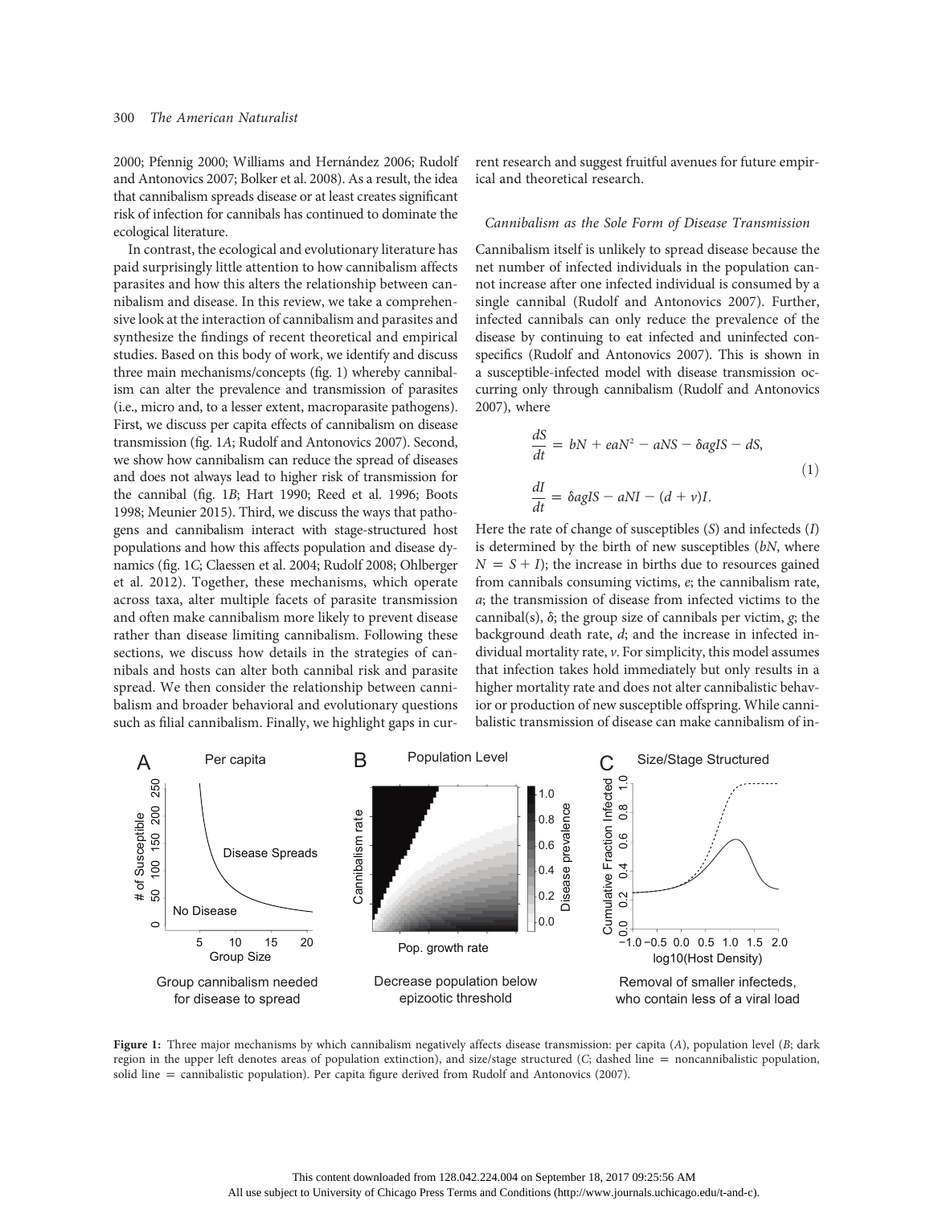2000; Pfennig 2000; Williams and Hernández 2006; Rudolf and Antonovics 2007; Bolker et al. 2008). As a result, the idea that cannibalism spreads disease or at least creates significant risk of infection for cannibals has continued to dominate the ecological literature.

In contrast, the ecological and evolutionary literature has paid surprisingly little attention to how cannibalism affects parasites and how this alters the relationship between cannibalism and disease. In this review, we take a comprehensive look at the interaction of cannibalism and parasites and synthesize the findings of recent theoretical and empirical studies. Based on this body of work, we identify and discuss three main mechanisms/concepts (fig. 1) whereby cannibalism can alter the prevalence and transmission of parasites (i.e., micro and, to a lesser extent, macroparasite pathogens). First, we discuss per capita effects of cannibalism on disease transmission (fig. 1*A*; Rudolf and Antonovics 2007). Second, we show how cannibalism can reduce the spread of diseases and does not always lead to higher risk of transmission for the cannibal (fig. 1*B*; Hart 1990; Reed et al. 1996; Boots 1998; Meunier 2015). Third, we discuss the ways that pathogens and cannibalism interact with stage-structured host populations and how this affects population and disease dynamics (fig. 1*C*; Claessen et al. 2004; Rudolf 2008; Ohlberger et al. 2012). Together, these mechanisms, which operate across taxa, alter multiple facets of parasite transmission and often make cannibalism more likely to prevent disease rather than disease limiting cannibalism. Following these sections, we discuss how details in the strategies of cannibals and hosts can alter both cannibal risk and parasite spread. We then consider the relationship between cannibalism and broader behavioral and evolutionary questions such as filial cannibalism. Finally, we highlight gaps in current research and suggest fruitful avenues for future empirical and theoretical research.

### *Cannibalism as the Sole Form of Disease Transmission*

Cannibalism itself is unlikely to spread disease because the net number of infected individuals in the population cannot increase after one infected individual is consumed by a single cannibal (Rudolf and Antonovics 2007). Further, infected cannibals can only reduce the prevalence of the disease by continuing to eat infected and uninfected conspecifics (Rudolf and Antonovics 2007). This is shown in a susceptible-infected model with disease transmission occurring only through cannibalism (Rudolf and Antonovics 2007), where

$$
\begin{aligned}
\frac{dS}{dt} &= bN + eaN^2 - aNS - \delta agIS - dS, \\
\frac{dI}{dt} &= \delta agIS - aNI - (d + v)I.
\end{aligned}
\tag{1}
$$

Here the rate of change of susceptibles ($S$) and infecteds ($I$) is determined by the birth of new susceptibles ($bN$, where $N = S + I$); the increase in births due to resources gained from cannibals consuming victims, $e$; the cannibalism rate, $a$; the transmission of disease from infected victims to the cannibal(s), $\delta$; the group size of cannibals per victim, $g$; the background death rate, $d$; and the increase in infected individual mortality rate, $v$. For simplicity, this model assumes that infection takes hold immediately but only results in a higher mortality rate and does not alter cannibalistic behavior or production of new susceptible offspring. While cannibalistic transmission of disease can make cannibalism of in-

**Figure 1:** Three major mechanisms by which cannibalism negatively affects disease transmission: per capita (*A*), population level (*B*; dark region in the upper left denotes areas of population extinction), and size/stage structured (*C*; dashed line = noncannibalistic population, solid line = cannibalistic population). Per capita figure derived from Rudolf and Antonovics (2007).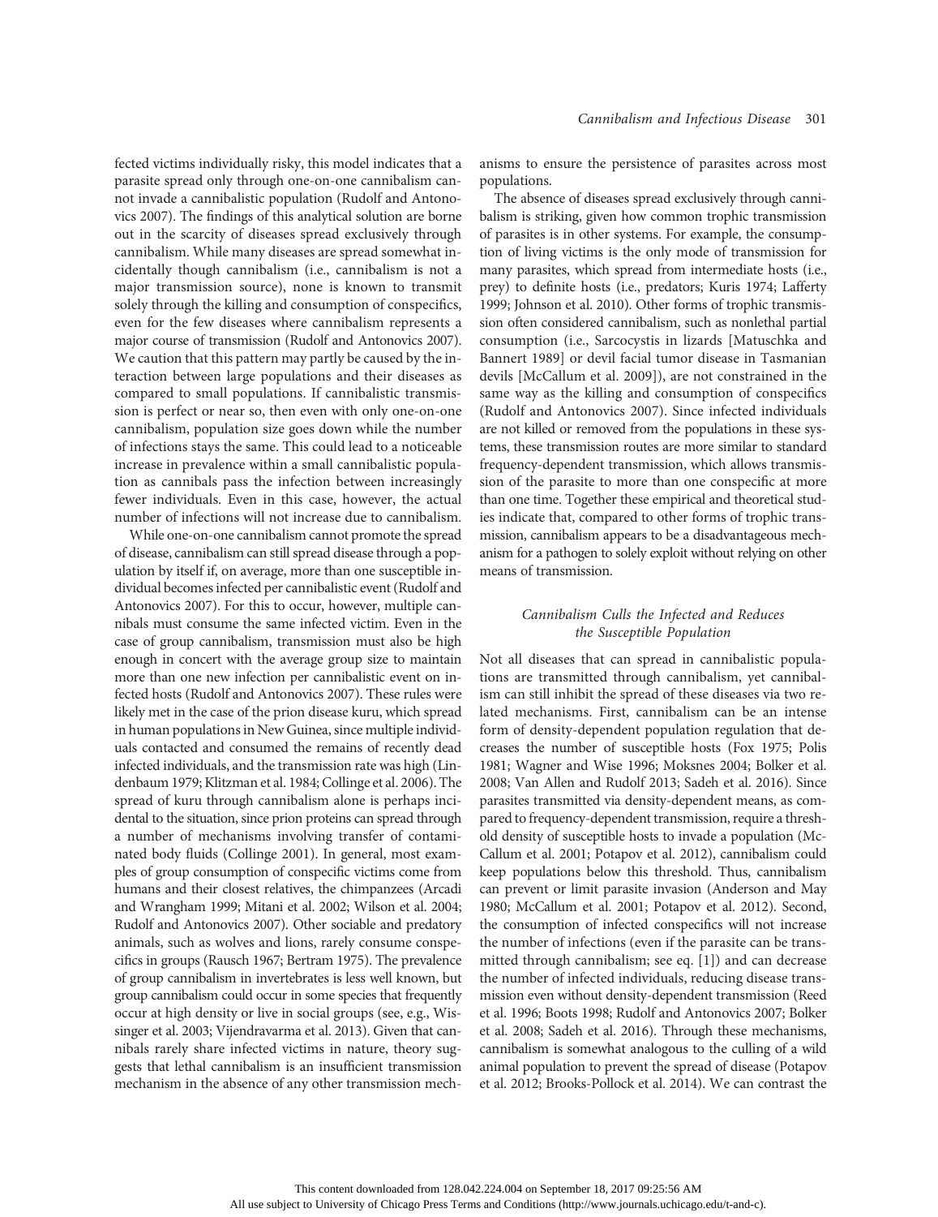fected victims individually risky, this model indicates that a parasite spread only through one-on-one cannibalism cannot invade a cannibalistic population (Rudolf and Antonovics 2007). The findings of this analytical solution are borne out in the scarcity of diseases spread exclusively through cannibalism. While many diseases are spread somewhat incidentally though cannibalism (i.e., cannibalism is not a major transmission source), none is known to transmit solely through the killing and consumption of conspecifics, even for the few diseases where cannibalism represents a major course of transmission (Rudolf and Antonovics 2007). We caution that this pattern may partly be caused by the interaction between large populations and their diseases as compared to small populations. If cannibalistic transmission is perfect or near so, then even with only one-on-one cannibalism, population size goes down while the number of infections stays the same. This could lead to a noticeable increase in prevalence within a small cannibalistic population as cannibals pass the infection between increasingly fewer individuals. Even in this case, however, the actual number of infections will not increase due to cannibalism.

While one-on-one cannibalism cannot promote the spread of disease, cannibalism can still spread disease through a population by itself if, on average, more than one susceptible individual becomes infected per cannibalistic event (Rudolf and Antonovics 2007). For this to occur, however, multiple cannibals must consume the same infected victim. Even in the case of group cannibalism, transmission must also be high enough in concert with the average group size to maintain more than one new infection per cannibalistic event on infected hosts (Rudolf and Antonovics 2007). These rules were likely met in the case of the prion disease kuru, which spread in human populations in New Guinea, since multiple individuals contacted and consumed the remains of recently dead infected individuals, and the transmission rate was high (Lindenbaum 1979; Klitzman et al. 1984; Collinge et al. 2006). The spread of kuru through cannibalism alone is perhaps incidental to the situation, since prion proteins can spread through a number of mechanisms involving transfer of contaminated body fluids (Collinge 2001). In general, most examples of group consumption of conspecific victims come from humans and their closest relatives, the chimpanzees (Arcadi and Wrangham 1999; Mitani et al. 2002; Wilson et al. 2004; Rudolf and Antonovics 2007). Other sociable and predatory animals, such as wolves and lions, rarely consume conspecifics in groups (Rausch 1967; Bertram 1975). The prevalence of group cannibalism in invertebrates is less well known, but group cannibalism could occur in some species that frequently occur at high density or live in social groups (see, e.g., Wissinger et al. 2003; Vijendravarma et al. 2013). Given that cannibals rarely share infected victims in nature, theory suggests that lethal cannibalism is an insufficient transmission mechanism in the absence of any other transmission mechanisms to ensure the persistence of parasites across most populations.

The absence of diseases spread exclusively through cannibalism is striking, given how common trophic transmission of parasites is in other systems. For example, the consumption of living victims is the only mode of transmission for many parasites, which spread from intermediate hosts (i.e., prey) to definite hosts (i.e., predators; Kuris 1974; Lafferty 1999; Johnson et al. 2010). Other forms of trophic transmission often considered cannibalism, such as nonlethal partial consumption (i.e., Sarcocystis in lizards [Matuschka and Bannert 1989] or devil facial tumor disease in Tasmanian devils [McCallum et al. 2009]), are not constrained in the same way as the killing and consumption of conspecifics (Rudolf and Antonovics 2007). Since infected individuals are not killed or removed from the populations in these systems, these transmission routes are more similar to standard frequency-dependent transmission, which allows transmission of the parasite to more than one conspecific at more than one time. Together these empirical and theoretical studies indicate that, compared to other forms of trophic transmission, cannibalism appears to be a disadvantageous mechanism for a pathogen to solely exploit without relying on other means of transmission.

### *Cannibalism Culls the Infected and Reduces the Susceptible Population*

Not all diseases that can spread in cannibalistic populations are transmitted through cannibalism, yet cannibalism can still inhibit the spread of these diseases via two related mechanisms. First, cannibalism can be an intense form of density-dependent population regulation that decreases the number of susceptible hosts (Fox 1975; Polis 1981; Wagner and Wise 1996; Moksnes 2004; Bolker et al. 2008; Van Allen and Rudolf 2013; Sadeh et al. 2016). Since parasites transmitted via density-dependent means, as compared to frequency-dependent transmission, require a threshold density of susceptible hosts to invade a population (McCallum et al. 2001; Potapov et al. 2012), cannibalism could keep populations below this threshold. Thus, cannibalism can prevent or limit parasite invasion (Anderson and May 1980; McCallum et al. 2001; Potapov et al. 2012). Second, the consumption of infected conspecifics will not increase the number of infections (even if the parasite can be transmitted through cannibalism; see eq. [1]) and can decrease the number of infected individuals, reducing disease transmission even without density-dependent transmission (Reed et al. 1996; Boots 1998; Rudolf and Antonovics 2007; Bolker et al. 2008; Sadeh et al. 2016). Through these mechanisms, cannibalism is somewhat analogous to the culling of a wild animal population to prevent the spread of disease (Potapov et al. 2012; Brooks-Pollock et al. 2014). We can contrast the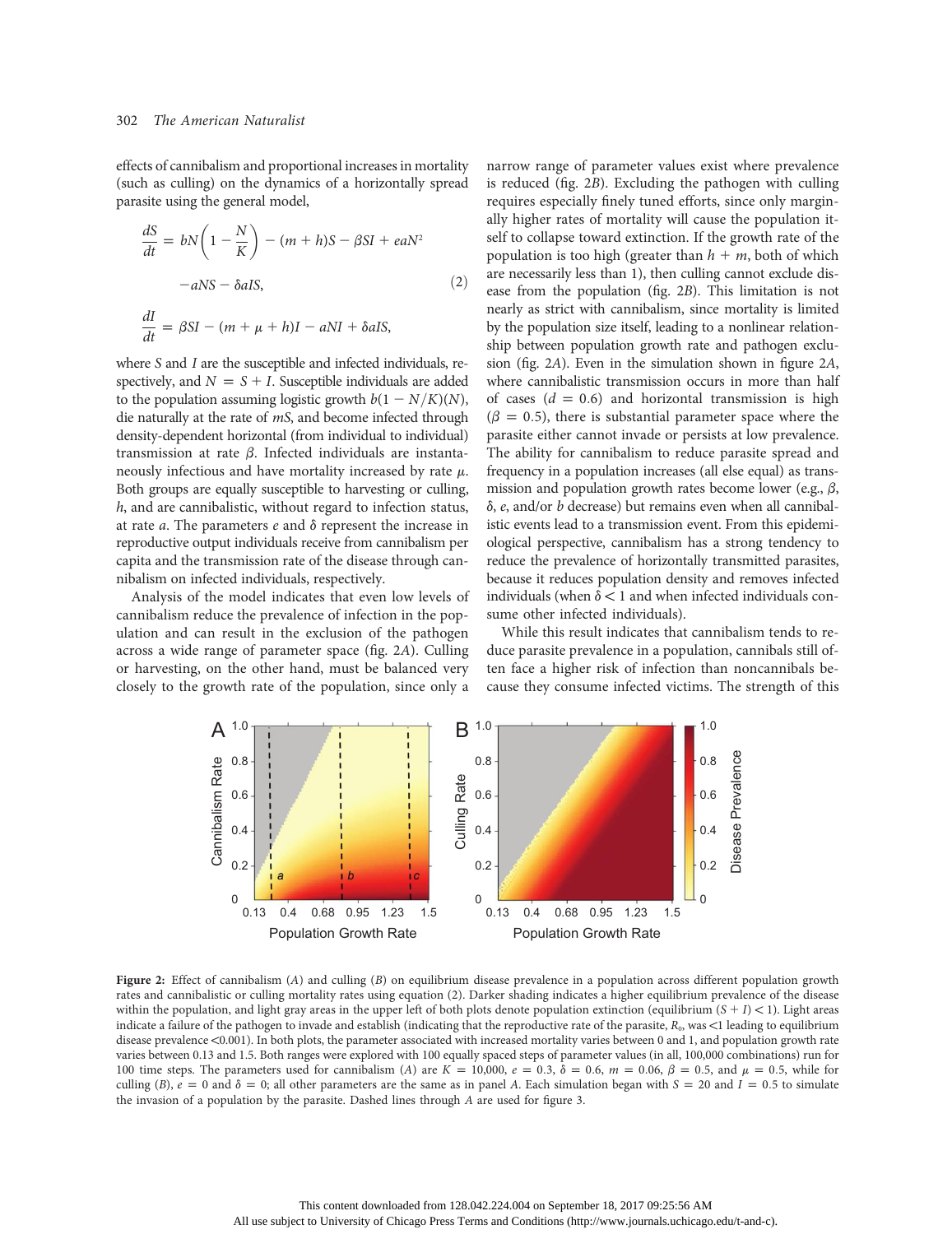effects of cannibalism and proportional increases in mortality (such as culling) on the dynamics of a horizontally spread parasite using the general model,

$$\frac{dS}{dt} = bN\left(1 - \frac{N}{K}\right) - (m + h)S - \beta SI + eaN^2 - aNS - \delta aIS, \tag{2}$$

$$\frac{dI}{dt} = \beta SI - (m + \mu + h)I - aNI + \delta aIS,$$

where $S$ and $I$ are the susceptible and infected individuals, respectively, and $N = S + I$. Susceptible individuals are added to the population assuming logistic growth $b(1 - N/K)(N)$, die naturally at the rate of $mS$, and become infected through density-dependent horizontal (from individual to individual) transmission at rate $\beta$. Infected individuals are instantaneously infectious and have mortality increased by rate $\mu$. Both groups are equally susceptible to harvesting or culling, $h$, and are cannibalistic, without regard to infection status, at rate $a$. The parameters $e$ and $\delta$ represent the increase in reproductive output individuals receive from cannibalism per capita and the transmission rate of the disease through cannibalism on infected individuals, respectively.

Analysis of the model indicates that even low levels of cannibalism reduce the prevalence of infection in the population and can result in the exclusion of the pathogen across a wide range of parameter space (fig. 2*A*). Culling or harvesting, on the other hand, must be balanced very closely to the growth rate of the population, since only a narrow range of parameter values exist where prevalence is reduced (fig. 2*B*). Excluding the pathogen with culling requires especially finely tuned efforts, since only marginally higher rates of mortality will cause the population itself to collapse toward extinction. If the growth rate of the population is too high (greater than $h + m$, both of which are necessarily less than 1), then culling cannot exclude disease from the population (fig. 2*B*). This limitation is not nearly as strict with cannibalism, since mortality is limited by the population size itself, leading to a nonlinear relationship between population growth rate and pathogen exclusion (fig. 2*A*). Even in the simulation shown in figure 2*A*, where cannibalistic transmission occurs in more than half of cases ($d = 0.6$) and horizontal transmission is high ($\beta = 0.5$), there is substantial parameter space where the parasite either cannot invade or persists at low prevalence. The ability for cannibalism to reduce parasite spread and frequency in a population increases (all else equal) as transmission and population growth rates become lower (e.g., $\beta$, $\delta$, $e$, and/or $b$ decrease) but remains even when all cannibalistic events lead to a transmission event. From this epidemiological perspective, cannibalism has a strong tendency to reduce the prevalence of horizontally transmitted parasites, because it reduces population density and removes infected individuals (when $\delta < 1$ and when infected individuals consume other infected individuals).

While this result indicates that cannibalism tends to reduce parasite prevalence in a population, cannibals still often face a higher risk of infection than noncannibals because they consume infected victims. The strength of this

**Figure 2:** Effect of cannibalism (*A*) and culling (*B*) on equilibrium disease prevalence in a population across different population growth rates and cannibalistic or culling mortality rates using equation (2). Darker shading indicates a higher equilibrium prevalence of the disease within the population, and light gray areas in the upper left of both plots denote population extinction (equilibrium $(S + I) < 1$). Light areas indicate a failure of the pathogen to invade and establish (indicating that the reproductive rate of the parasite, $R_0$, was <1 leading to equilibrium disease prevalence <0.001). In both plots, the parameter associated with increased mortality varies between 0 and 1, and population growth rate varies between 0.13 and 1.5. Both ranges were explored with 100 equally spaced steps of parameter values (in all, 100,000 combinations) run for 100 time steps. The parameters used for cannibalism (*A*) are $K = 10{,}000$, $e = 0.3$, $\delta = 0.6$, $m = 0.06$, $\beta = 0.5$, and $\mu = 0.5$, while for culling (*B*), $e = 0$ and $\delta = 0$; all other parameters are the same as in panel *A*. Each simulation began with $S = 20$ and $I = 0.5$ to simulate the invasion of a population by the parasite. Dashed lines through *A* are used for figure 3.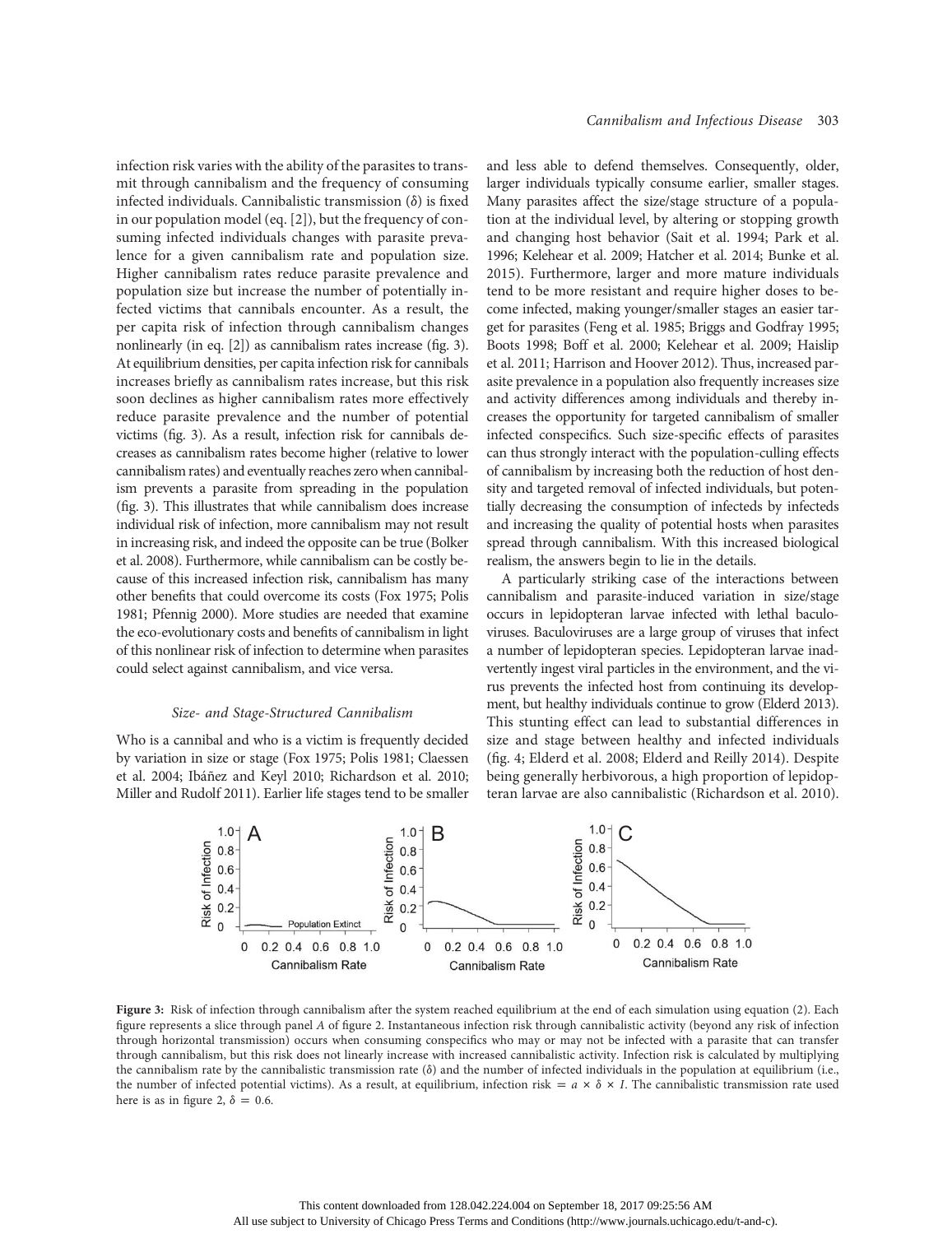infection risk varies with the ability of the parasites to transmit through cannibalism and the frequency of consuming infected individuals. Cannibalistic transmission ($\delta$) is fixed in our population model (eq. [2]), but the frequency of consuming infected individuals changes with parasite prevalence for a given cannibalism rate and population size. Higher cannibalism rates reduce parasite prevalence and population size but increase the number of potentially infected victims that cannibals encounter. As a result, the per capita risk of infection through cannibalism changes nonlinearly (in eq. [2]) as cannibalism rates increase (fig. 3). At equilibrium densities, per capita infection risk for cannibals increases briefly as cannibalism rates increase, but this risk soon declines as higher cannibalism rates more effectively reduce parasite prevalence and the number of potential victims (fig. 3). As a result, infection risk for cannibals decreases as cannibalism rates become higher (relative to lower cannibalism rates) and eventually reaches zero when cannibalism prevents a parasite from spreading in the population (fig. 3). This illustrates that while cannibalism does increase individual risk of infection, more cannibalism may not result in increasing risk, and indeed the opposite can be true (Bolker et al. 2008). Furthermore, while cannibalism can be costly because of this increased infection risk, cannibalism has many other benefits that could overcome its costs (Fox 1975; Polis 1981; Pfennig 2000). More studies are needed that examine the eco-evolutionary costs and benefits of cannibalism in light of this nonlinear risk of infection to determine when parasites could select against cannibalism, and vice versa.

### *Size- and Stage-Structured Cannibalism*

Who is a cannibal and who is a victim is frequently decided by variation in size or stage (Fox 1975; Polis 1981; Claessen et al. 2004; Ibáñez and Keyl 2010; Richardson et al. 2010; Miller and Rudolf 2011). Earlier life stages tend to be smaller and less able to defend themselves. Consequently, older, larger individuals typically consume earlier, smaller stages. Many parasites affect the size/stage structure of a population at the individual level, by altering or stopping growth and changing host behavior (Sait et al. 1994; Park et al. 1996; Kelehear et al. 2009; Hatcher et al. 2014; Bunke et al. 2015). Furthermore, larger and more mature individuals tend to be more resistant and require higher doses to become infected, making younger/smaller stages an easier target for parasites (Feng et al. 1985; Briggs and Godfray 1995; Boots 1998; Boff et al. 2000; Kelehear et al. 2009; Haislip et al. 2011; Harrison and Hoover 2012). Thus, increased parasite prevalence in a population also frequently increases size and activity differences among individuals and thereby increases the opportunity for targeted cannibalism of smaller infected conspecifics. Such size-specific effects of parasites can thus strongly interact with the population-culling effects of cannibalism by increasing both the reduction of host density and targeted removal of infected individuals, but potentially decreasing the consumption of infecteds by infecteds and increasing the quality of potential hosts when parasites spread through cannibalism. With this increased biological realism, the answers begin to lie in the details.

A particularly striking case of the interactions between cannibalism and parasite-induced variation in size/stage occurs in lepidopteran larvae infected with lethal baculoviruses. Baculoviruses are a large group of viruses that infect a number of lepidopteran species. Lepidopteran larvae inadvertently ingest viral particles in the environment, and the virus prevents the infected host from continuing its development, but healthy individuals continue to grow (Elderd 2013). This stunting effect can lead to substantial differences in size and stage between healthy and infected individuals (fig. 4; Elderd et al. 2008; Elderd and Reilly 2014). Despite being generally herbivorous, a high proportion of lepidopteran larvae are also cannibalistic (Richardson et al. 2010).

**Figure 3:** Risk of infection through cannibalism after the system reached equilibrium at the end of each simulation using equation (2). Each figure represents a slice through panel *A* of figure 2. Instantaneous infection risk through cannibalistic activity (beyond any risk of infection through horizontal transmission) occurs when consuming conspecifics who may or may not be infected with a parasite that can transfer through cannibalism, but this risk does not linearly increase with increased cannibalistic activity. Infection risk is calculated by multiplying the cannibalism rate by the cannibalistic transmission rate ($\delta$) and the number of infected individuals in the population at equilibrium (i.e., the number of infected potential victims). As a result, at equilibrium, infection risk $= a \times \delta \times I$. The cannibalistic transmission rate used here is as in figure 2, $\delta = 0.6$.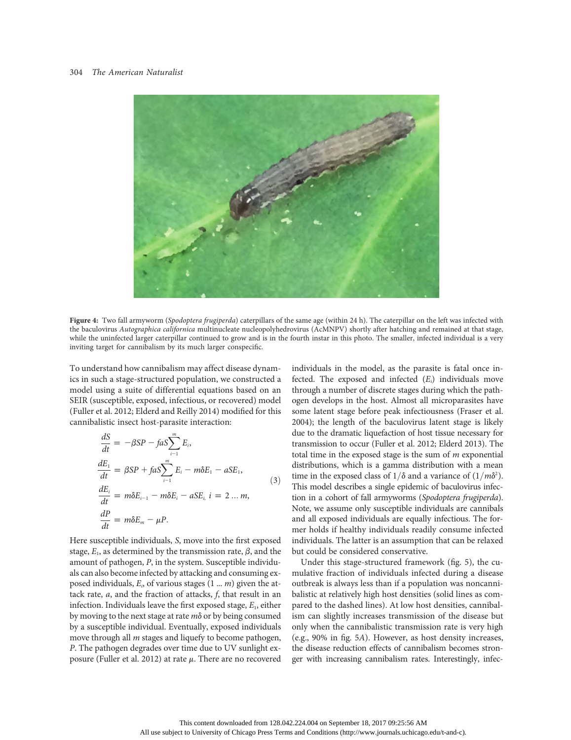**Figure 4:** Two fall armyworm (*Spodoptera frugiperda*) caterpillars of the same age (within 24 h). The caterpillar on the left was infected with the baculovirus *Autographica californica* multinucleate nucleopolyhedrovirus (AcMNPV) shortly after hatching and remained at that stage, while the uninfected larger caterpillar continued to grow and is in the fourth instar in this photo. The smaller, infected individual is a very inviting target for cannibalism by its much larger conspecific.

To understand how cannibalism may affect disease dynamics in such a stage-structured population, we constructed a model using a suite of differential equations based on an SEIR (susceptible, exposed, infectious, or recovered) model (Fuller et al. 2012; Elderd and Reilly 2014) modified for this cannibalistic insect host-parasite interaction:

$$
\begin{aligned}
\frac{dS}{dt} &= -\beta SP - faS\sum_{i=1}^{m} E_i, \\
\frac{dE_1}{dt} &= \beta SP + faS\sum_{i=1}^{m} E_i - m\delta E_1 - aSE_1, \\
\frac{dE_i}{dt} &= m\delta E_{i-1} - m\delta E_i - aSE_i,\; i = 2 \ldots m, \\
\frac{dP}{dt} &= m\delta E_m - \mu P.
\end{aligned}
\tag{3}
$$

Here susceptible individuals, $S$, move into the first exposed stage, $E_1$, as determined by the transmission rate, $\beta$, and the amount of pathogen, $P$, in the system. Susceptible individuals can also become infected by attacking and consuming exposed individuals, $E_i$, of various stages ($1 \ldots m$) given the attack rate, $a$, and the fraction of attacks, $f$, that result in an infection. Individuals leave the first exposed stage, $E_1$, either by moving to the next stage at rate $m\delta$ or by being consumed by a susceptible individual. Eventually, exposed individuals move through all $m$ stages and liquefy to become pathogen, $P$. The pathogen degrades over time due to UV sunlight exposure (Fuller et al. 2012) at rate $\mu$. There are no recovered individuals in the model, as the parasite is fatal once infected. The exposed and infected ($E_i$) individuals move through a number of discrete stages during which the pathogen develops in the host. Almost all microparasites have some latent stage before peak infectiousness (Fraser et al. 2004); the length of the baculovirus latent stage is likely due to the dramatic liquefaction of host tissue necessary for transmission to occur (Fuller et al. 2012; Elderd 2013). The total time in the exposed stage is the sum of $m$ exponential distributions, which is a gamma distribution with a mean time in the exposed class of $1/\delta$ and a variance of $(1/m\delta^2)$. This model describes a single epidemic of baculovirus infection in a cohort of fall armyworms (*Spodoptera frugiperda*). Note, we assume only susceptible individuals are cannibals and all exposed individuals are equally infectious. The former holds if healthy individuals readily consume infected individuals. The latter is an assumption that can be relaxed but could be considered conservative.

Under this stage-structured framework (fig. 5), the cumulative fraction of individuals infected during a disease outbreak is always less than if a population was noncannibalistic at relatively high host densities (solid lines as compared to the dashed lines). At low host densities, cannibalism can slightly increases transmission of the disease but only when the cannibalistic transmission rate is very high (e.g., 90% in fig. 5*A*). However, as host density increases, the disease reduction effects of cannibalism becomes stronger with increasing cannibalism rates. Interestingly, infec-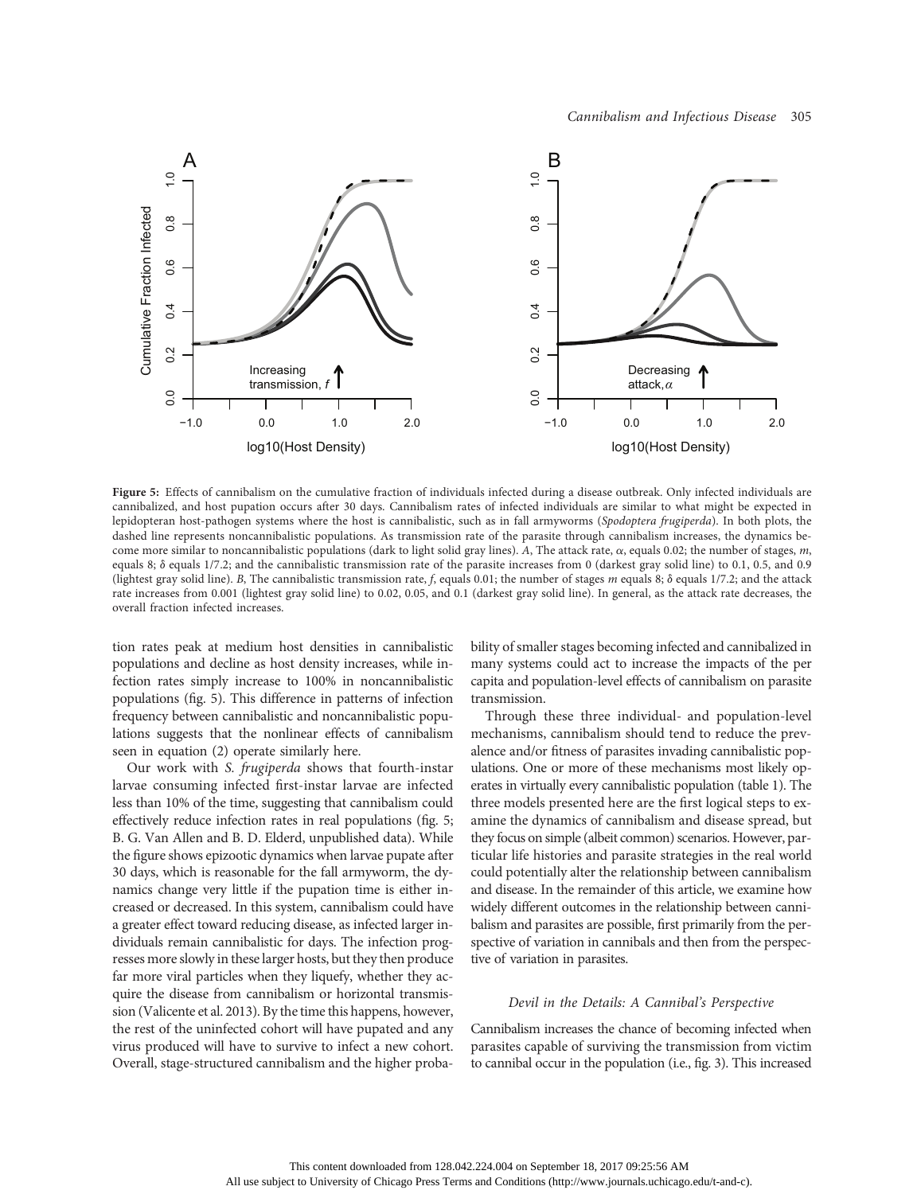**Figure 5:** Effects of cannibalism on the cumulative fraction of individuals infected during a disease outbreak. Only infected individuals are cannibalized, and host pupation occurs after 30 days. Cannibalism rates of infected individuals are similar to what might be expected in lepidopteran host-pathogen systems where the host is cannibalistic, such as in fall armyworms (*Spodoptera frugiperda*). In both plots, the dashed line represents noncannibalistic populations. As transmission rate of the parasite through cannibalism increases, the dynamics become more similar to noncannibalistic populations (dark to light solid gray lines). *A*, The attack rate, $\alpha$, equals 0.02; the number of stages, $m$, equals 8; $\delta$ equals 1/7.2; and the cannibalistic transmission rate of the parasite increases from 0 (darkest gray solid line) to 0.1, 0.5, and 0.9 (lightest gray solid line). *B*, The cannibalistic transmission rate, $f$, equals 0.01; the number of stages $m$ equals 8; $\delta$ equals 1/7.2; and the attack rate increases from 0.001 (lightest gray solid line) to 0.02, 0.05, and 0.1 (darkest gray solid line). In general, as the attack rate decreases, the overall fraction infected increases.

tion rates peak at medium host densities in cannibalistic populations and decline as host density increases, while infection rates simply increase to 100% in noncannibalistic populations (fig. 5). This difference in patterns of infection frequency between cannibalistic and noncannibalistic populations suggests that the nonlinear effects of cannibalism seen in equation (2) operate similarly here.

Our work with *S. frugiperda* shows that fourth-instar larvae consuming infected first-instar larvae are infected less than 10% of the time, suggesting that cannibalism could effectively reduce infection rates in real populations (fig. 5; B. G. Van Allen and B. D. Elderd, unpublished data). While the figure shows epizootic dynamics when larvae pupate after 30 days, which is reasonable for the fall armyworm, the dynamics change very little if the pupation time is either increased or decreased. In this system, cannibalism could have a greater effect toward reducing disease, as infected larger individuals remain cannibalistic for days. The infection progresses more slowly in these larger hosts, but they then produce far more viral particles when they liquefy, whether they acquire the disease from cannibalism or horizontal transmission (Valicente et al. 2013). By the time this happens, however, the rest of the uninfected cohort will have pupated and any virus produced will have to survive to infect a new cohort. Overall, stage-structured cannibalism and the higher probability of smaller stages becoming infected and cannibalized in many systems could act to increase the impacts of the per capita and population-level effects of cannibalism on parasite transmission.

Through these three individual- and population-level mechanisms, cannibalism should tend to reduce the prevalence and/or fitness of parasites invading cannibalistic populations. One or more of these mechanisms most likely operates in virtually every cannibalistic population (table 1). The three models presented here are the first logical steps to examine the dynamics of cannibalism and disease spread, but they focus on simple (albeit common) scenarios. However, particular life histories and parasite strategies in the real world could potentially alter the relationship between cannibalism and disease. In the remainder of this article, we examine how widely different outcomes in the relationship between cannibalism and parasites are possible, first primarily from the perspective of variation in cannibals and then from the perspective of variation in parasites.

## *Devil in the Details: A Cannibal's Perspective*

Cannibalism increases the chance of becoming infected when parasites capable of surviving the transmission from victim to cannibal occur in the population (i.e., fig. 3). This increased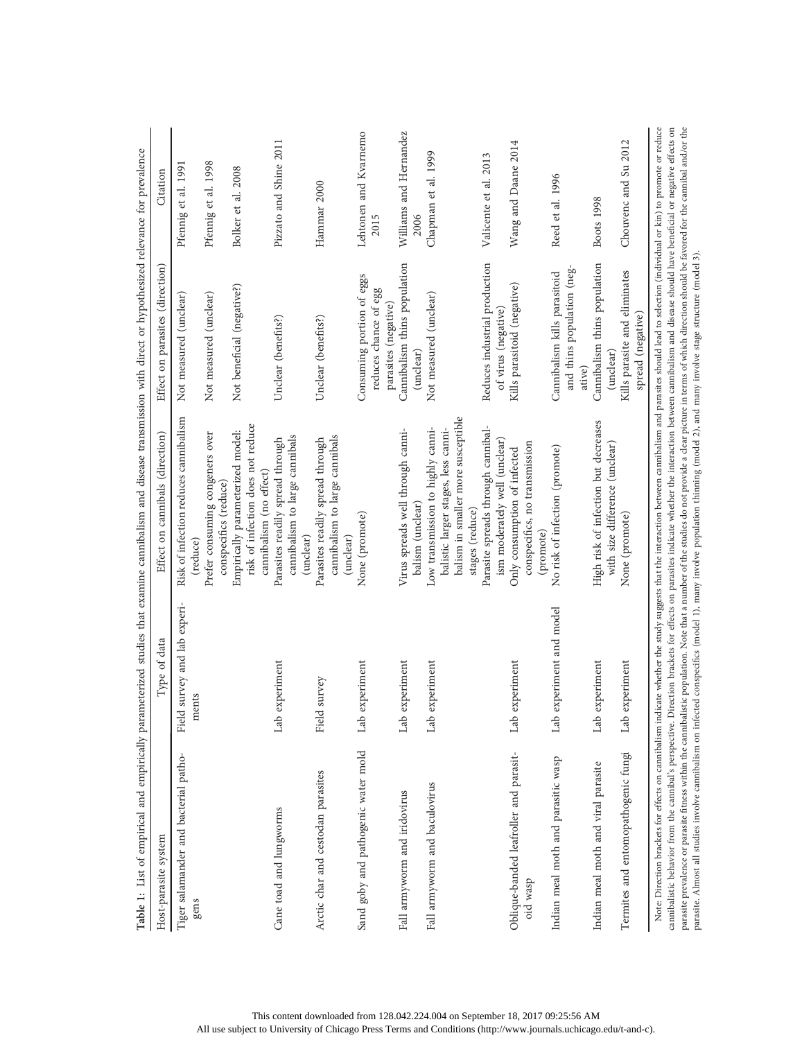**Table 1:** List of empirical and empirically parameterized studies that examine cannibalism and disease transmission with direct or hypothesized relevance for prevalence

| Host-parasite system | Type of data | Effect on cannibals (direction) | Effect on parasites (direction) | Citation |
|---|---|---|---|---|
| Tiger salamander and bacterial pathogens | Field survey and lab experiments | Risk of infection reduces cannibalism (reduce) | Not measured (unclear) | Pfennig et al. 1991 |
| | | Prefer consuming congeners over conspecifics (reduce) | Not measured (unclear) | Pfennig et al. 1998 |
| | | Empirically parameterized model: risk of infection does not reduce cannibalism (no effect) | Not beneficial (negative?) | Bolker et al. 2008 |
| Cane toad and lungworms | Lab experiment | Parasites readily spread through cannibalism to large cannibals (unclear) | Unclear (benefits?) | Pizzato and Shine 2011 |
| Arctic char and cestodan parasites | Field survey | Parasites readily spread through cannibalism to large cannibals (unclear) | Unclear (benefits?) | Hammar 2000 |
| Sand goby and pathogenic water mold | Lab experiment | None (promote) | Consuming portion of eggs reduces chance of egg parasites (negative) | Lehtonen and Kvarnemo 2015 |
| Fall armyworm and iridovirus | Lab experiment | Virus spreads well through cannibalism (unclear) | Cannibalism thins population (unclear) | Williams and Hernandez 2006 |
| Fall armyworm and baculovirus | Lab experiment | Low transmission to highly cannibalistic larger stages, less cannibalism in smaller more susceptible stages (reduce) | Not measured (unclear) | Chapman et al. 1999 |
| | | Parasite spreads through cannibalism moderately well (unclear) | Reduces industrial production of virus (negative) | Valicente et al. 2013 |
| Oblique-banded leafroller and parasitoid wasp | Lab experiment | Only consumption of infected conspecifics, no transmission (promote) | Kills parasitoid (negative) | Wang and Daane 2014 |
| Indian meal moth and parasitic wasp | Lab experiment and model | No risk of infection (promote) | Cannibalism kills parasitoid and thins population (negative) | Reed et al. 1996 |
| Indian meal moth and viral parasite | Lab experiment | High risk of infection but decreases with size difference (unclear) | Cannibalism thins population (unclear) | Boots 1998 |
| Termites and entomopathogenic fungi | Lab experiment | None (promote) | Kills parasite and eliminates spread (negative) | Chouvenc and Su 2012 |

Note: Direction brackets for effects on cannibalism indicate whether the study suggests that the interaction between cannibalism and parasites should lead to selection (individual or kin) to promote or reduce cannibalistic behavior from the cannibal's perspective. Direction brackets for effects on parasites indicate whether the interaction between cannibalism and disease should have beneficial or negative effects on parasite prevalence or parasite fitness within the cannibalistic population. Note that a number of the studies do not provide a clear picture in terms of which direction should be favored for the cannibal and/or the parasite. Almost all studies involve cannibalism on infected conspecifics (model 1), many involve population thinning (model 2), and many involve stage structure (model 3).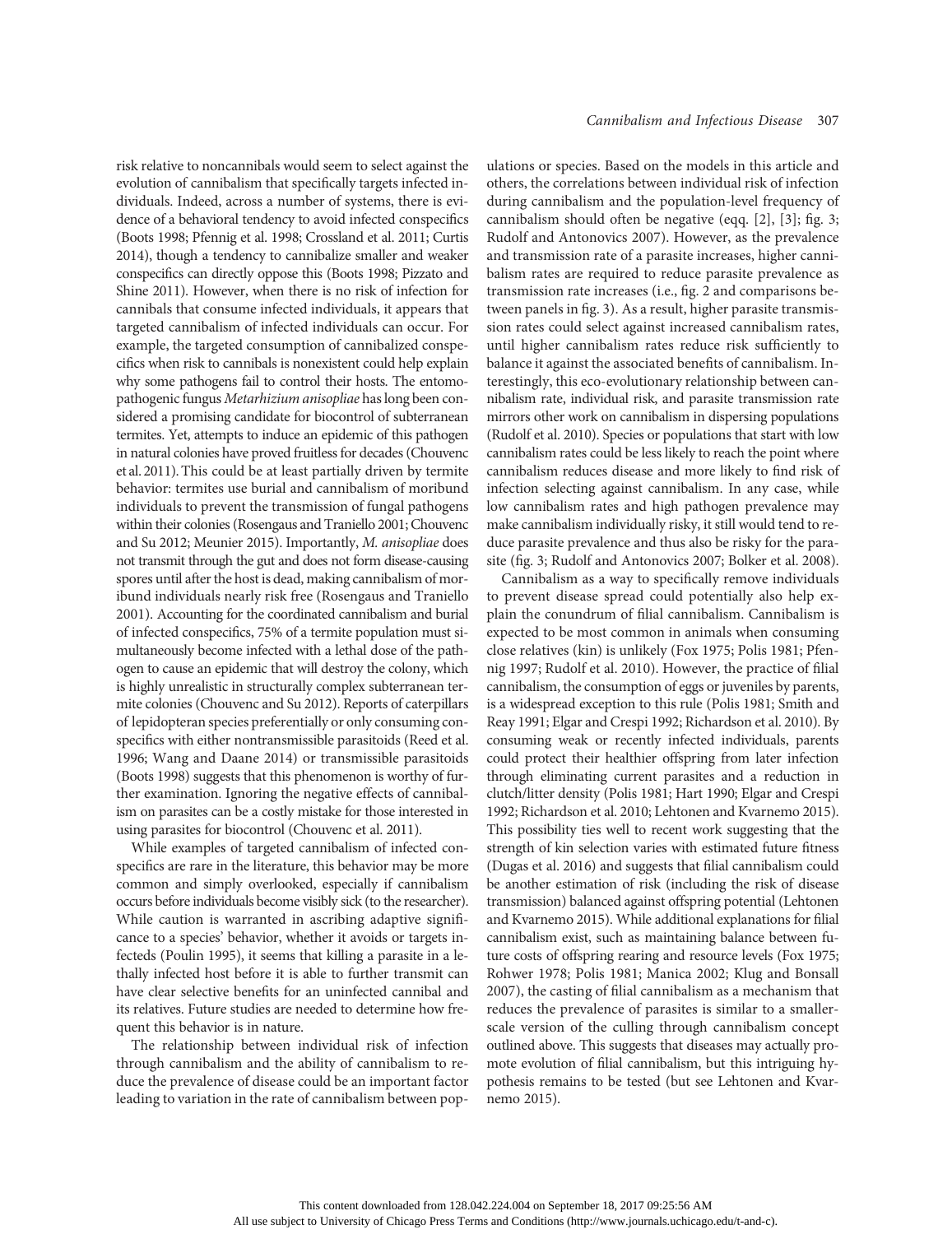risk relative to noncannibals would seem to select against the evolution of cannibalism that specifically targets infected individuals. Indeed, across a number of systems, there is evidence of a behavioral tendency to avoid infected conspecifics (Boots 1998; Pfennig et al. 1998; Crossland et al. 2011; Curtis 2014), though a tendency to cannibalize smaller and weaker conspecifics can directly oppose this (Boots 1998; Pizzato and Shine 2011). However, when there is no risk of infection for cannibals that consume infected individuals, it appears that targeted cannibalism of infected individuals can occur. For example, the targeted consumption of cannibalized conspecifics when risk to cannibals is nonexistent could help explain why some pathogens fail to control their hosts. The entomopathogenic fungus *Metarhizium anisopliae* has long been considered a promising candidate for biocontrol of subterranean termites. Yet, attempts to induce an epidemic of this pathogen in natural colonies have proved fruitless for decades (Chouvenc et al. 2011). This could be at least partially driven by termite behavior: termites use burial and cannibalism of moribund individuals to prevent the transmission of fungal pathogens within their colonies (Rosengaus and Traniello 2001; Chouvenc and Su 2012; Meunier 2015). Importantly, *M. anisopliae* does not transmit through the gut and does not form disease-causing spores until after the host is dead, making cannibalism of moribund individuals nearly risk free (Rosengaus and Traniello 2001). Accounting for the coordinated cannibalism and burial of infected conspecifics, 75% of a termite population must simultaneously become infected with a lethal dose of the pathogen to cause an epidemic that will destroy the colony, which is highly unrealistic in structurally complex subterranean termite colonies (Chouvenc and Su 2012). Reports of caterpillars of lepidopteran species preferentially or only consuming conspecifics with either nontransmissible parasitoids (Reed et al. 1996; Wang and Daane 2014) or transmissible parasitoids (Boots 1998) suggests that this phenomenon is worthy of further examination. Ignoring the negative effects of cannibalism on parasites can be a costly mistake for those interested in using parasites for biocontrol (Chouvenc et al. 2011).

While examples of targeted cannibalism of infected conspecifics are rare in the literature, this behavior may be more common and simply overlooked, especially if cannibalism occurs before individuals become visibly sick (to the researcher). While caution is warranted in ascribing adaptive significance to a species' behavior, whether it avoids or targets infecteds (Poulin 1995), it seems that killing a parasite in a lethally infected host before it is able to further transmit can have clear selective benefits for an uninfected cannibal and its relatives. Future studies are needed to determine how frequent this behavior is in nature.

The relationship between individual risk of infection through cannibalism and the ability of cannibalism to reduce the prevalence of disease could be an important factor leading to variation in the rate of cannibalism between populations or species. Based on the models in this article and others, the correlations between individual risk of infection during cannibalism and the population-level frequency of cannibalism should often be negative (eqq. [2], [3]; fig. 3; Rudolf and Antonovics 2007). However, as the prevalence and transmission rate of a parasite increases, higher cannibalism rates are required to reduce parasite prevalence as transmission rate increases (i.e., fig. 2 and comparisons between panels in fig. 3). As a result, higher parasite transmission rates could select against increased cannibalism rates, until higher cannibalism rates reduce risk sufficiently to balance it against the associated benefits of cannibalism. Interestingly, this eco-evolutionary relationship between cannibalism rate, individual risk, and parasite transmission rate mirrors other work on cannibalism in dispersing populations (Rudolf et al. 2010). Species or populations that start with low cannibalism rates could be less likely to reach the point where cannibalism reduces disease and more likely to find risk of infection selecting against cannibalism. In any case, while low cannibalism rates and high pathogen prevalence may make cannibalism individually risky, it still would tend to reduce parasite prevalence and thus also be risky for the parasite (fig. 3; Rudolf and Antonovics 2007; Bolker et al. 2008).

Cannibalism as a way to specifically remove individuals to prevent disease spread could potentially also help explain the conundrum of filial cannibalism. Cannibalism is expected to be most common in animals when consuming close relatives (kin) is unlikely (Fox 1975; Polis 1981; Pfennig 1997; Rudolf et al. 2010). However, the practice of filial cannibalism, the consumption of eggs or juveniles by parents, is a widespread exception to this rule (Polis 1981; Smith and Reay 1991; Elgar and Crespi 1992; Richardson et al. 2010). By consuming weak or recently infected individuals, parents could protect their healthier offspring from later infection through eliminating current parasites and a reduction in clutch/litter density (Polis 1981; Hart 1990; Elgar and Crespi 1992; Richardson et al. 2010; Lehtonen and Kvarnemo 2015). This possibility ties well to recent work suggesting that the strength of kin selection varies with estimated future fitness (Dugas et al. 2016) and suggests that filial cannibalism could be another estimation of risk (including the risk of disease transmission) balanced against offspring potential (Lehtonen and Kvarnemo 2015). While additional explanations for filial cannibalism exist, such as maintaining balance between future costs of offspring rearing and resource levels (Fox 1975; Rohwer 1978; Polis 1981; Manica 2002; Klug and Bonsall 2007), the casting of filial cannibalism as a mechanism that reduces the prevalence of parasites is similar to a smaller-scale version of the culling through cannibalism concept outlined above. This suggests that diseases may actually promote evolution of filial cannibalism, but this intriguing hypothesis remains to be tested (but see Lehtonen and Kvarnemo 2015).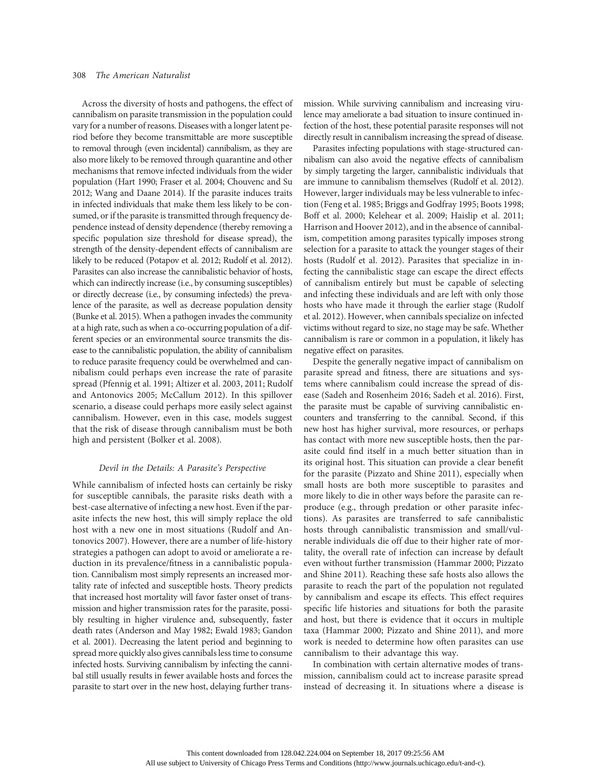Across the diversity of hosts and pathogens, the effect of cannibalism on parasite transmission in the population could vary for a number of reasons. Diseases with a longer latent period before they become transmittable are more susceptible to removal through (even incidental) cannibalism, as they are also more likely to be removed through quarantine and other mechanisms that remove infected individuals from the wider population (Hart 1990; Fraser et al. 2004; Chouvenc and Su 2012; Wang and Daane 2014). If the parasite induces traits in infected individuals that make them less likely to be consumed, or if the parasite is transmitted through frequency dependence instead of density dependence (thereby removing a specific population size threshold for disease spread), the strength of the density-dependent effects of cannibalism are likely to be reduced (Potapov et al. 2012; Rudolf et al. 2012). Parasites can also increase the cannibalistic behavior of hosts, which can indirectly increase (i.e., by consuming susceptibles) or directly decrease (i.e., by consuming infecteds) the prevalence of the parasite, as well as decrease population density (Bunke et al. 2015). When a pathogen invades the community at a high rate, such as when a co-occurring population of a different species or an environmental source transmits the disease to the cannibalistic population, the ability of cannibalism to reduce parasite frequency could be overwhelmed and cannibalism could perhaps even increase the rate of parasite spread (Pfennig et al. 1991; Altizer et al. 2003, 2011; Rudolf and Antonovics 2005; McCallum 2012). In this spillover scenario, a disease could perhaps more easily select against cannibalism. However, even in this case, models suggest that the risk of disease through cannibalism must be both high and persistent (Bolker et al. 2008).

### *Devil in the Details: A Parasite's Perspective*

While cannibalism of infected hosts can certainly be risky for susceptible cannibals, the parasite risks death with a best-case alternative of infecting a new host. Even if the parasite infects the new host, this will simply replace the old host with a new one in most situations (Rudolf and Antonovics 2007). However, there are a number of life-history strategies a pathogen can adopt to avoid or ameliorate a reduction in its prevalence/fitness in a cannibalistic population. Cannibalism most simply represents an increased mortality rate of infected and susceptible hosts. Theory predicts that increased host mortality will favor faster onset of transmission and higher transmission rates for the parasite, possibly resulting in higher virulence and, subsequently, faster death rates (Anderson and May 1982; Ewald 1983; Gandon et al. 2001). Decreasing the latent period and beginning to spread more quickly also gives cannibals less time to consume infected hosts. Surviving cannibalism by infecting the cannibal still usually results in fewer available hosts and forces the parasite to start over in the new host, delaying further transmission. While surviving cannibalism and increasing virulence may ameliorate a bad situation to insure continued infection of the host, these potential parasite responses will not directly result in cannibalism increasing the spread of disease.

Parasites infecting populations with stage-structured cannibalism can also avoid the negative effects of cannibalism by simply targeting the larger, cannibalistic individuals that are immune to cannibalism themselves (Rudolf et al. 2012). However, larger individuals may be less vulnerable to infection (Feng et al. 1985; Briggs and Godfray 1995; Boots 1998; Boff et al. 2000; Kelehear et al. 2009; Haislip et al. 2011; Harrison and Hoover 2012), and in the absence of cannibalism, competition among parasites typically imposes strong selection for a parasite to attack the younger stages of their hosts (Rudolf et al. 2012). Parasites that specialize in infecting the cannibalistic stage can escape the direct effects of cannibalism entirely but must be capable of selecting and infecting these individuals and are left with only those hosts who have made it through the earlier stage (Rudolf et al. 2012). However, when cannibals specialize on infected victims without regard to size, no stage may be safe. Whether cannibalism is rare or common in a population, it likely has negative effect on parasites.

Despite the generally negative impact of cannibalism on parasite spread and fitness, there are situations and systems where cannibalism could increase the spread of disease (Sadeh and Rosenheim 2016; Sadeh et al. 2016). First, the parasite must be capable of surviving cannibalistic encounters and transferring to the cannibal. Second, if this new host has higher survival, more resources, or perhaps has contact with more new susceptible hosts, then the parasite could find itself in a much better situation than in its original host. This situation can provide a clear benefit for the parasite (Pizzato and Shine 2011), especially when small hosts are both more susceptible to parasites and more likely to die in other ways before the parasite can reproduce (e.g., through predation or other parasite infections). As parasites are transferred to safe cannibalistic hosts through cannibalistic transmission and small/vulnerable individuals die off due to their higher rate of mortality, the overall rate of infection can increase by default even without further transmission (Hammar 2000; Pizzato and Shine 2011). Reaching these safe hosts also allows the parasite to reach the part of the population not regulated by cannibalism and escape its effects. This effect requires specific life histories and situations for both the parasite and host, but there is evidence that it occurs in multiple taxa (Hammar 2000; Pizzato and Shine 2011), and more work is needed to determine how often parasites can use cannibalism to their advantage this way.

In combination with certain alternative modes of transmission, cannibalism could act to increase parasite spread instead of decreasing it. In situations where a disease is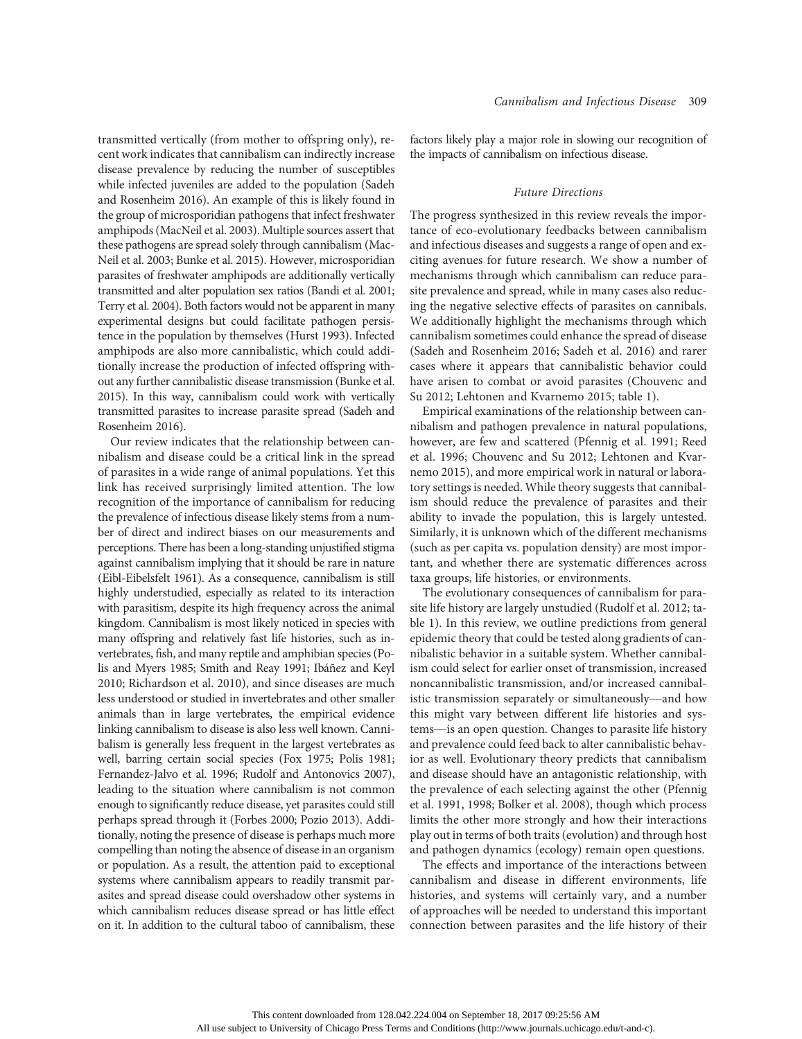transmitted vertically (from mother to offspring only), recent work indicates that cannibalism can indirectly increase disease prevalence by reducing the number of susceptibles while infected juveniles are added to the population (Sadeh and Rosenheim 2016). An example of this is likely found in the group of microsporidian pathogens that infect freshwater amphipods (MacNeil et al. 2003). Multiple sources assert that these pathogens are spread solely through cannibalism (MacNeil et al. 2003; Bunke et al. 2015). However, microsporidian parasites of freshwater amphipods are additionally vertically transmitted and alter population sex ratios (Bandi et al. 2001; Terry et al. 2004). Both factors would not be apparent in many experimental designs but could facilitate pathogen persistence in the population by themselves (Hurst 1993). Infected amphipods are also more cannibalistic, which could additionally increase the production of infected offspring without any further cannibalistic disease transmission (Bunke et al. 2015). In this way, cannibalism could work with vertically transmitted parasites to increase parasite spread (Sadeh and Rosenheim 2016).

Our review indicates that the relationship between cannibalism and disease could be a critical link in the spread of parasites in a wide range of animal populations. Yet this link has received surprisingly limited attention. The low recognition of the importance of cannibalism for reducing the prevalence of infectious disease likely stems from a number of direct and indirect biases on our measurements and perceptions. There has been a long-standing unjustified stigma against cannibalism implying that it should be rare in nature (Eibl-Eibelsfelt 1961). As a consequence, cannibalism is still highly understudied, especially as related to its interaction with parasitism, despite its high frequency across the animal kingdom. Cannibalism is most likely noticed in species with many offspring and relatively fast life histories, such as invertebrates, fish, and many reptile and amphibian species (Polis and Myers 1985; Smith and Reay 1991; Ibáñez and Keyl 2010; Richardson et al. 2010), and since diseases are much less understood or studied in invertebrates and other smaller animals than in large vertebrates, the empirical evidence linking cannibalism to disease is also less well known. Cannibalism is generally less frequent in the largest vertebrates as well, barring certain social species (Fox 1975; Polis 1981; Fernandez-Jalvo et al. 1996; Rudolf and Antonovics 2007), leading to the situation where cannibalism is not common enough to significantly reduce disease, yet parasites could still perhaps spread through it (Forbes 2000; Pozio 2013). Additionally, noting the presence of disease is perhaps much more compelling than noting the absence of disease in an organism or population. As a result, the attention paid to exceptional systems where cannibalism appears to readily transmit parasites and spread disease could overshadow other systems in which cannibalism reduces disease spread or has little effect on it. In addition to the cultural taboo of cannibalism, these factors likely play a major role in slowing our recognition of the impacts of cannibalism on infectious disease.

## *Future Directions*

The progress synthesized in this review reveals the importance of eco-evolutionary feedbacks between cannibalism and infectious diseases and suggests a range of open and exciting avenues for future research. We show a number of mechanisms through which cannibalism can reduce parasite prevalence and spread, while in many cases also reducing the negative selective effects of parasites on cannibals. We additionally highlight the mechanisms through which cannibalism sometimes could enhance the spread of disease (Sadeh and Rosenheim 2016; Sadeh et al. 2016) and rarer cases where it appears that cannibalistic behavior could have arisen to combat or avoid parasites (Chouvenc and Su 2012; Lehtonen and Kvarnemo 2015; table 1).

Empirical examinations of the relationship between cannibalism and pathogen prevalence in natural populations, however, are few and scattered (Pfennig et al. 1991; Reed et al. 1996; Chouvenc and Su 2012; Lehtonen and Kvarnemo 2015), and more empirical work in natural or laboratory settings is needed. While theory suggests that cannibalism should reduce the prevalence of parasites and their ability to invade the population, this is largely untested. Similarly, it is unknown which of the different mechanisms (such as per capita vs. population density) are most important, and whether there are systematic differences across taxa groups, life histories, or environments.

The evolutionary consequences of cannibalism for parasite life history are largely unstudied (Rudolf et al. 2012; table 1). In this review, we outline predictions from general epidemic theory that could be tested along gradients of cannibalistic behavior in a suitable system. Whether cannibalism could select for earlier onset of transmission, increased noncannibalistic transmission, and/or increased cannibalistic transmission separately or simultaneously—and how this might vary between different life histories and systems—is an open question. Changes to parasite life history and prevalence could feed back to alter cannibalistic behavior as well. Evolutionary theory predicts that cannibalism and disease should have an antagonistic relationship, with the prevalence of each selecting against the other (Pfennig et al. 1991, 1998; Bolker et al. 2008), though which process limits the other more strongly and how their interactions play out in terms of both traits (evolution) and through host and pathogen dynamics (ecology) remain open questions.

The effects and importance of the interactions between cannibalism and disease in different environments, life histories, and systems will certainly vary, and a number of approaches will be needed to understand this important connection between parasites and the life history of their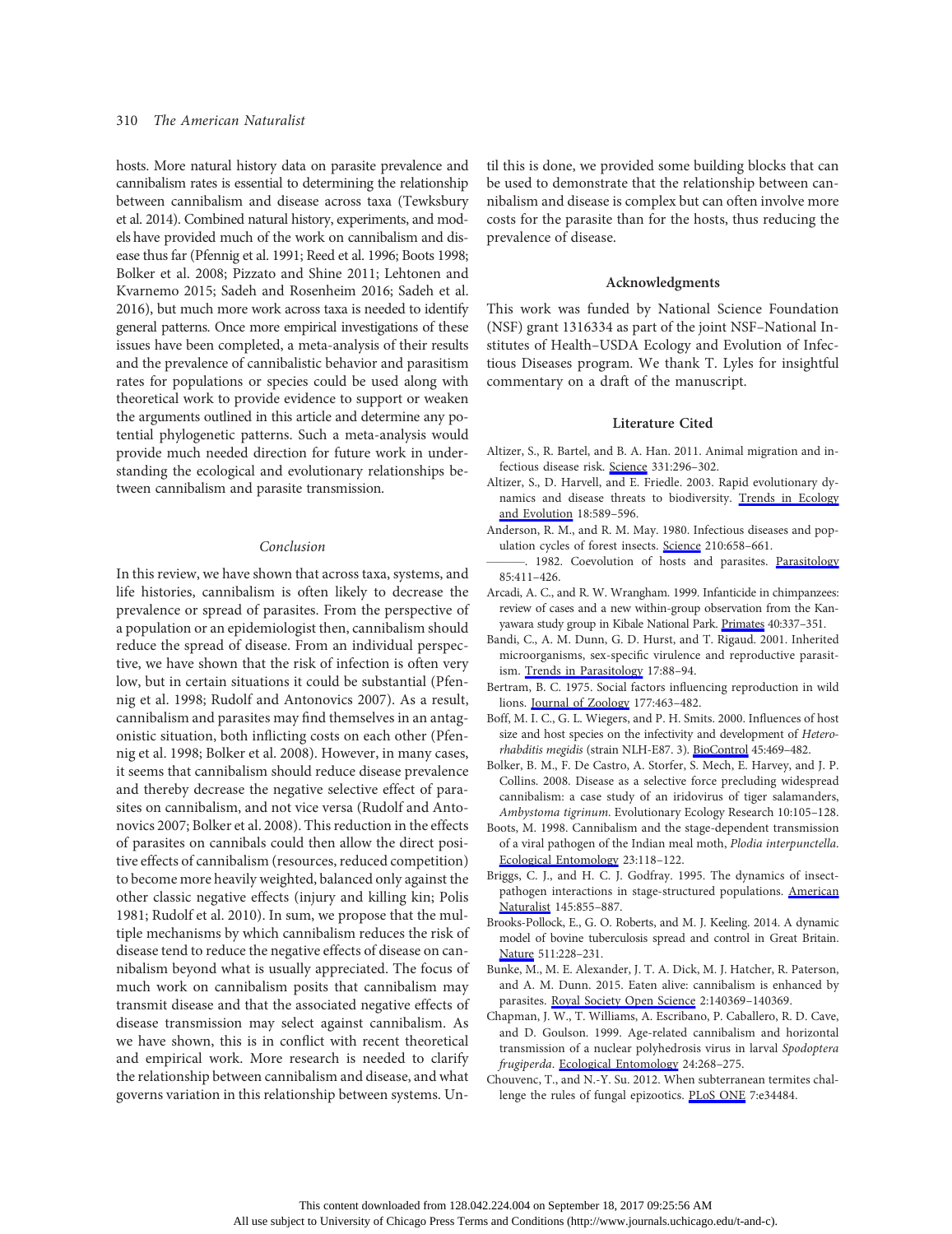hosts. More natural history data on parasite prevalence and cannibalism rates is essential to determining the relationship between cannibalism and disease across taxa (Tewksbury et al. 2014). Combined natural history, experiments, and models have provided much of the work on cannibalism and disease thus far (Pfennig et al. 1991; Reed et al. 1996; Boots 1998; Bolker et al. 2008; Pizzato and Shine 2011; Lehtonen and Kvarnemo 2015; Sadeh and Rosenheim 2016; Sadeh et al. 2016), but much more work across taxa is needed to identify general patterns. Once more empirical investigations of these issues have been completed, a meta-analysis of their results and the prevalence of cannibalistic behavior and parasitism rates for populations or species could be used along with theoretical work to provide evidence to support or weaken the arguments outlined in this article and determine any potential phylogenetic patterns. Such a meta-analysis would provide much needed direction for future work in understanding the ecological and evolutionary relationships between cannibalism and parasite transmission.

### Conclusion

In this review, we have shown that across taxa, systems, and life histories, cannibalism is often likely to decrease the prevalence or spread of parasites. From the perspective of a population or an epidemiologist then, cannibalism should reduce the spread of disease. From an individual perspective, we have shown that the risk of infection is often very low, but in certain situations it could be substantial (Pfennig et al. 1998; Rudolf and Antonovics 2007). As a result, cannibalism and parasites may find themselves in an antagonistic situation, both inflicting costs on each other (Pfennig et al. 1998; Bolker et al. 2008). However, in many cases, it seems that cannibalism should reduce disease prevalence and thereby decrease the negative selective effect of parasites on cannibalism, and not vice versa (Rudolf and Antonovics 2007; Bolker et al. 2008). This reduction in the effects of parasites on cannibals could then allow the direct positive effects of cannibalism (resources, reduced competition) to become more heavily weighted, balanced only against the other classic negative effects (injury and killing kin; Polis 1981; Rudolf et al. 2010). In sum, we propose that the multiple mechanisms by which cannibalism reduces the risk of disease tend to reduce the negative effects of disease on cannibalism beyond what is usually appreciated. The focus of much work on cannibalism posits that cannibalism may transmit disease and that the associated negative effects of disease transmission may select against cannibalism. As we have shown, this is in conflict with recent theoretical and empirical work. More research is needed to clarify the relationship between cannibalism and disease, and what governs variation in this relationship between systems. Until this is done, we provided some building blocks that can be used to demonstrate that the relationship between cannibalism and disease is complex but can often involve more costs for the parasite than for the hosts, thus reducing the prevalence of disease.

### Acknowledgments

This work was funded by National Science Foundation (NSF) grant 1316334 as part of the joint NSF–National Institutes of Health–USDA Ecology and Evolution of Infectious Diseases program. We thank T. Lyles for insightful commentary on a draft of the manuscript.

### Literature Cited

Altizer, S., R. Bartel, and B. A. Han. 2011. Animal migration and infectious disease risk. Science 331:296–302.

Altizer, S., D. Harvell, and E. Friedle. 2003. Rapid evolutionary dynamics and disease threats to biodiversity. Trends in Ecology and Evolution 18:589–596.

Anderson, R. M., and R. M. May. 1980. Infectious diseases and population cycles of forest insects. Science 210:658–661.

———. 1982. Coevolution of hosts and parasites. Parasitology 85:411–426.

Arcadi, A. C., and R. W. Wrangham. 1999. Infanticide in chimpanzees: review of cases and a new within-group observation from the Kanyawara study group in Kibale National Park. Primates 40:337–351.

Bandi, C., A. M. Dunn, G. D. Hurst, and T. Rigaud. 2001. Inherited microorganisms, sex-specific virulence and reproductive parasitism. Trends in Parasitology 17:88–94.

Bertram, B. C. 1975. Social factors influencing reproduction in wild lions. Journal of Zoology 177:463–482.

Boff, M. I. C., G. L. Wiegers, and P. H. Smits. 2000. Influences of host size and host species on the infectivity and development of *Heterorhabditis megidis* (strain NLH-E87. 3). BioControl 45:469–482.

Bolker, B. M., F. De Castro, A. Storfer, S. Mech, E. Harvey, and J. P. Collins. 2008. Disease as a selective force precluding widespread cannibalism: a case study of an iridovirus of tiger salamanders, *Ambystoma tigrinum*. Evolutionary Ecology Research 10:105–128.

Boots, M. 1998. Cannibalism and the stage-dependent transmission of a viral pathogen of the Indian meal moth, *Plodia interpunctella*. Ecological Entomology 23:118–122.

Briggs, C. J., and H. C. J. Godfray. 1995. The dynamics of insect-pathogen interactions in stage-structured populations. American Naturalist 145:855–887.

Brooks-Pollock, E., G. O. Roberts, and M. J. Keeling. 2014. A dynamic model of bovine tuberculosis spread and control in Great Britain. Nature 511:228–231.

Bunke, M., M. E. Alexander, J. T. A. Dick, M. J. Hatcher, R. Paterson, and A. M. Dunn. 2015. Eaten alive: cannibalism is enhanced by parasites. Royal Society Open Science 2:140369–140369.

Chapman, J. W., T. Williams, A. Escribano, P. Caballero, R. D. Cave, and D. Goulson. 1999. Age-related cannibalism and horizontal transmission of a nuclear polyhedrosis virus in larval *Spodoptera frugiperda*. Ecological Entomology 24:268–275.

Chouvenc, T., and N.-Y. Su. 2012. When subterranean termites challenge the rules of fungal epizootics. PLoS ONE 7:e34484.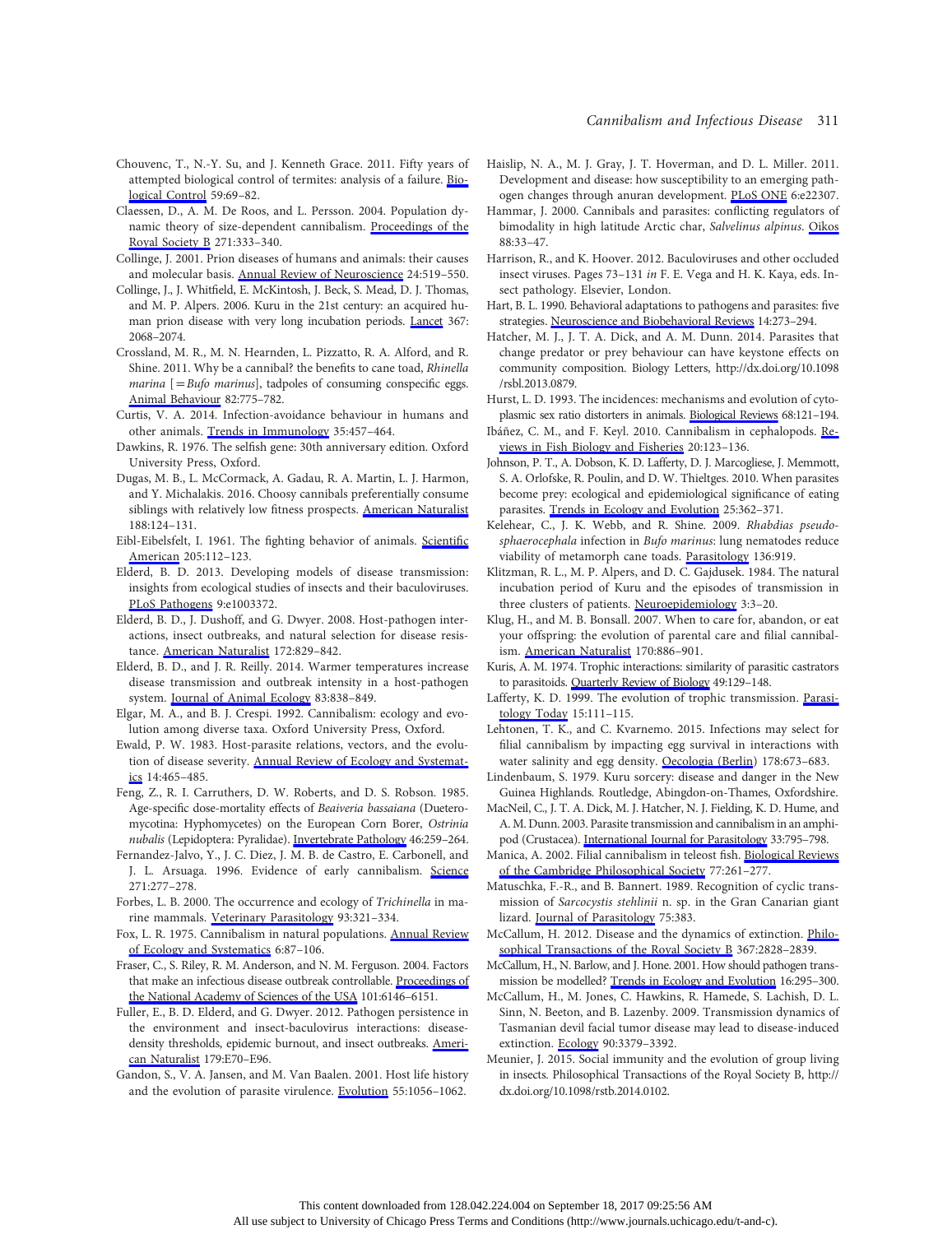Chouvenc, T., N.-Y. Su, and J. Kenneth Grace. 2011. Fifty years of attempted biological control of termites: analysis of a failure. Biological Control 59:69–82.

Claessen, D., A. M. De Roos, and L. Persson. 2004. Population dynamic theory of size-dependent cannibalism. Proceedings of the Royal Society B 271:333–340.

Collinge, J. 2001. Prion diseases of humans and animals: their causes and molecular basis. Annual Review of Neuroscience 24:519–550.

Collinge, J., J. Whitfield, E. McKintosh, J. Beck, S. Mead, D. J. Thomas, and M. P. Alpers. 2006. Kuru in the 21st century: an acquired human prion disease with very long incubation periods. Lancet 367: 2068–2074.

Crossland, M. R., M. N. Hearnden, L. Pizzatto, R. A. Alford, and R. Shine. 2011. Why be a cannibal? the benefits to cane toad, *Rhinella marina* [=*Bufo marinus*], tadpoles of consuming conspecific eggs. Animal Behaviour 82:775–782.

Curtis, V. A. 2014. Infection-avoidance behaviour in humans and other animals. Trends in Immunology 35:457–464.

Dawkins, R. 1976. The selfish gene: 30th anniversary edition. Oxford University Press, Oxford.

Dugas, M. B., L. McCormack, A. Gadau, R. A. Martin, L. J. Harmon, and Y. Michalakis. 2016. Choosy cannibals preferentially consume siblings with relatively low fitness prospects. American Naturalist 188:124–131.

Eibl-Eibelsfelt, I. 1961. The fighting behavior of animals. Scientific American 205:112–123.

Elderd, B. D. 2013. Developing models of disease transmission: insights from ecological studies of insects and their baculoviruses. PLoS Pathogens 9:e1003372.

Elderd, B. D., J. Dushoff, and G. Dwyer. 2008. Host-pathogen interactions, insect outbreaks, and natural selection for disease resistance. American Naturalist 172:829–842.

Elderd, B. D., and J. R. Reilly. 2014. Warmer temperatures increase disease transmission and outbreak intensity in a host-pathogen system. Journal of Animal Ecology 83:838–849.

Elgar, M. A., and B. J. Crespi. 1992. Cannibalism: ecology and evolution among diverse taxa. Oxford University Press, Oxford.

Ewald, P. W. 1983. Host-parasite relations, vectors, and the evolution of disease severity. Annual Review of Ecology and Systematics 14:465–485.

Feng, Z., R. I. Carruthers, D. W. Roberts, and D. S. Robson. 1985. Age-specific dose-mortality effects of *Beaiveria bassaiana* (Dueteromycotina: Hyphomycetes) on the European Corn Borer, *Ostrinia nubalis* (Lepidoptera: Pyralidae). Invertebrate Pathology 46:259–264.

Fernandez-Jalvo, Y., J. C. Diez, J. M. B. de Castro, E. Carbonell, and J. L. Arsuaga. 1996. Evidence of early cannibalism. Science 271:277–278.

Forbes, L. B. 2000. The occurrence and ecology of *Trichinella* in marine mammals. Veterinary Parasitology 93:321–334.

Fox, L. R. 1975. Cannibalism in natural populations. Annual Review of Ecology and Systematics 6:87–106.

Fraser, C., S. Riley, R. M. Anderson, and N. M. Ferguson. 2004. Factors that make an infectious disease outbreak controllable. Proceedings of the National Academy of Sciences of the USA 101:6146–6151.

Fuller, E., B. D. Elderd, and G. Dwyer. 2012. Pathogen persistence in the environment and insect-baculovirus interactions: disease-density thresholds, epidemic burnout, and insect outbreaks. American Naturalist 179:E70–E96.

Gandon, S., V. A. Jansen, and M. Van Baalen. 2001. Host life history and the evolution of parasite virulence. Evolution 55:1056–1062.

Haislip, N. A., M. J. Gray, J. T. Hoverman, and D. L. Miller. 2011. Development and disease: how susceptibility to an emerging pathogen changes through anuran development. PLoS ONE 6:e22307.

Hammar, J. 2000. Cannibals and parasites: conflicting regulators of bimodality in high latitude Arctic char, *Salvelinus alpinus*. Oikos 88:33–47.

Harrison, R., and K. Hoover. 2012. Baculoviruses and other occluded insect viruses. Pages 73–131 *in* F. E. Vega and H. K. Kaya, eds. Insect pathology. Elsevier, London.

Hart, B. L. 1990. Behavioral adaptations to pathogens and parasites: five strategies. Neuroscience and Biobehavioral Reviews 14:273–294.

Hatcher, M. J., J. T. A. Dick, and A. M. Dunn. 2014. Parasites that change predator or prey behaviour can have keystone effects on community composition. Biology Letters, http://dx.doi.org/10.1098/rsbl.2013.0879.

Hurst, L. D. 1993. The incidences: mechanisms and evolution of cytoplasmic sex ratio distorters in animals. Biological Reviews 68:121–194.

Ibáñez, C. M., and F. Keyl. 2010. Cannibalism in cephalopods. Reviews in Fish Biology and Fisheries 20:123–136.

Johnson, P. T., A. Dobson, K. D. Lafferty, D. J. Marcogliese, J. Memmott, S. A. Orlofske, R. Poulin, and D. W. Thieltges. 2010. When parasites become prey: ecological and epidemiological significance of eating parasites. Trends in Ecology and Evolution 25:362–371.

Kelehear, C., J. K. Webb, and R. Shine. 2009. *Rhabdias pseudosphaerocephala* infection in *Bufo marinus*: lung nematodes reduce viability of metamorph cane toads. Parasitology 136:919.

Klitzman, R. L., M. P. Alpers, and D. C. Gajdusek. 1984. The natural incubation period of Kuru and the episodes of transmission in three clusters of patients. Neuroepidemiology 3:3–20.

Klug, H., and M. B. Bonsall. 2007. When to care for, abandon, or eat your offspring: the evolution of parental care and filial cannibalism. American Naturalist 170:886–901.

Kuris, A. M. 1974. Trophic interactions: similarity of parasitic castrators to parasitoids. Quarterly Review of Biology 49:129–148.

Lafferty, K. D. 1999. The evolution of trophic transmission. Parasitology Today 15:111–115.

Lehtonen, T. K., and C. Kvarnemo. 2015. Infections may select for filial cannibalism by impacting egg survival in interactions with water salinity and egg density. Oecologia (Berlin) 178:673–683.

Lindenbaum, S. 1979. Kuru sorcery: disease and danger in the New Guinea Highlands. Routledge, Abingdon-on-Thames, Oxfordshire.

MacNeil, C., J. T. A. Dick, M. J. Hatcher, N. J. Fielding, K. D. Hume, and A. M. Dunn. 2003. Parasite transmission and cannibalism in an amphipod (Crustacea). International Journal for Parasitology 33:795–798.

Manica, A. 2002. Filial cannibalism in teleost fish. Biological Reviews of the Cambridge Philosophical Society 77:261–277.

Matuschka, F.-R., and B. Bannert. 1989. Recognition of cyclic transmission of *Sarcocystis stehlinii* n. sp. in the Gran Canarian giant lizard. Journal of Parasitology 75:383.

McCallum, H. 2012. Disease and the dynamics of extinction. Philosophical Transactions of the Royal Society B 367:2828–2839.

McCallum, H., N. Barlow, and J. Hone. 2001. How should pathogen transmission be modelled? Trends in Ecology and Evolution 16:295–300.

McCallum, H., M. Jones, C. Hawkins, R. Hamede, S. Lachish, D. L. Sinn, N. Beeton, and B. Lazenby. 2009. Transmission dynamics of Tasmanian devil facial tumor disease may lead to disease-induced extinction. Ecology 90:3379–3392.

Meunier, J. 2015. Social immunity and the evolution of group living in insects. Philosophical Transactions of the Royal Society B, http://dx.doi.org/10.1098/rstb.2014.0102.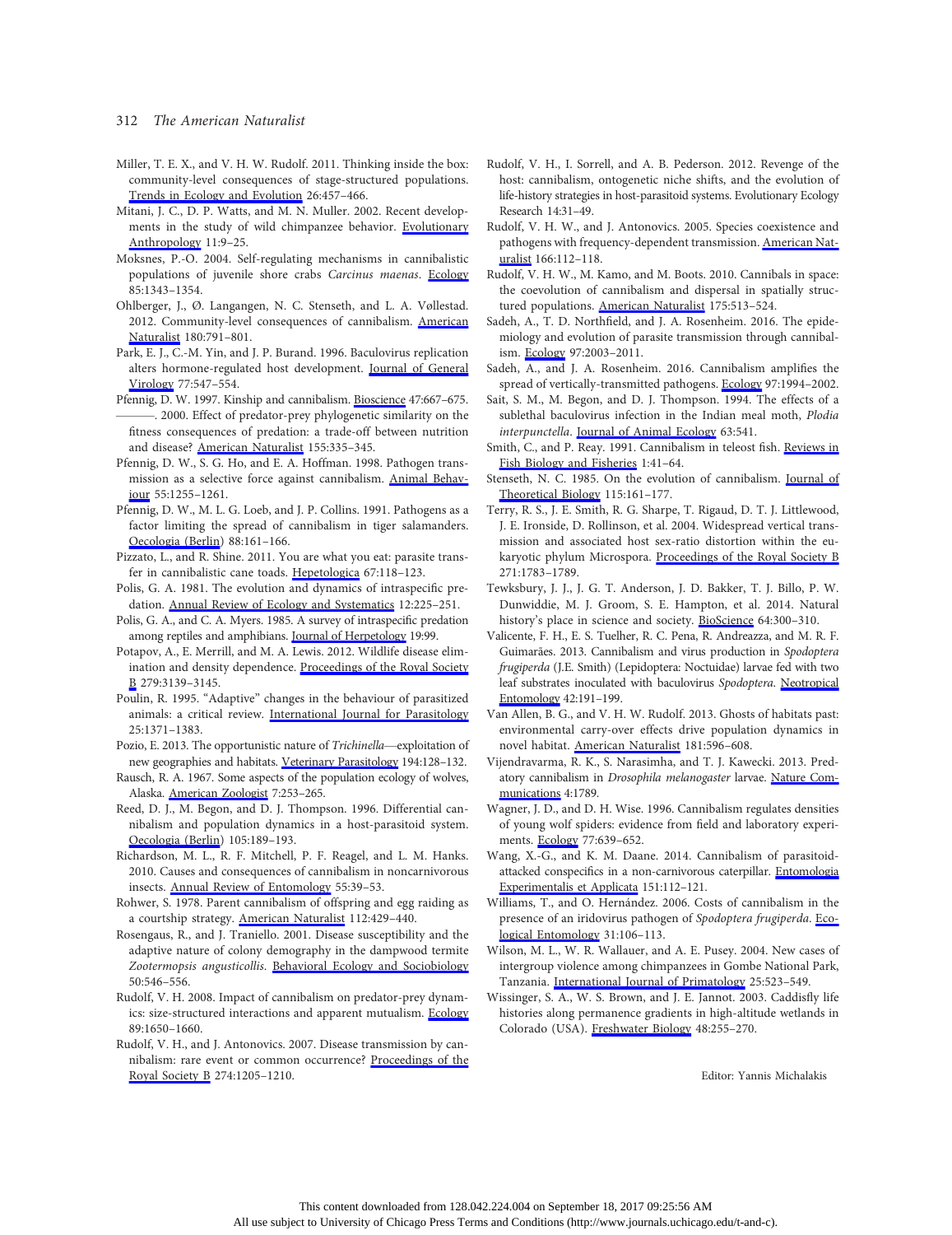Miller, T. E. X., and V. H. W. Rudolf. 2011. Thinking inside the box: community-level consequences of stage-structured populations. Trends in Ecology and Evolution 26:457–466.

Mitani, J. C., D. P. Watts, and M. N. Muller. 2002. Recent developments in the study of wild chimpanzee behavior. Evolutionary Anthropology 11:9–25.

Moksnes, P.-O. 2004. Self-regulating mechanisms in cannibalistic populations of juvenile shore crabs *Carcinus maenas*. Ecology 85:1343–1354.

Ohlberger, J., Ø. Langangen, N. C. Stenseth, and L. A. Vøllestad. 2012. Community-level consequences of cannibalism. American Naturalist 180:791–801.

Park, E. J., C.-M. Yin, and J. P. Burand. 1996. Baculovirus replication alters hormone-regulated host development. Journal of General Virology 77:547–554.

Pfennig, D. W. 1997. Kinship and cannibalism. Bioscience 47:667–675.

———. 2000. Effect of predator-prey phylogenetic similarity on the fitness consequences of predation: a trade-off between nutrition and disease? American Naturalist 155:335–345.

Pfennig, D. W., S. G. Ho, and E. A. Hoffman. 1998. Pathogen transmission as a selective force against cannibalism. Animal Behaviour 55:1255–1261.

Pfennig, D. W., M. L. G. Loeb, and J. P. Collins. 1991. Pathogens as a factor limiting the spread of cannibalism in tiger salamanders. Oecologia (Berlin) 88:161–166.

Pizzato, L., and R. Shine. 2011. You are what you eat: parasite transfer in cannibalistic cane toads. Hepetologica 67:118–123.

Polis, G. A. 1981. The evolution and dynamics of intraspecific predation. Annual Review of Ecology and Systematics 12:225–251.

Polis, G. A., and C. A. Myers. 1985. A survey of intraspecific predation among reptiles and amphibians. Journal of Herpetology 19:99.

Potapov, A., E. Merrill, and M. A. Lewis. 2012. Wildlife disease elimination and density dependence. Proceedings of the Royal Society B 279:3139–3145.

Poulin, R. 1995. "Adaptive" changes in the behaviour of parasitized animals: a critical review. International Journal for Parasitology 25:1371–1383.

Pozio, E. 2013. The opportunistic nature of *Trichinella*—exploitation of new geographies and habitats. Veterinary Parasitology 194:128–132.

Rausch, R. A. 1967. Some aspects of the population ecology of wolves, Alaska. American Zoologist 7:253–265.

Reed, D. J., M. Begon, and D. J. Thompson. 1996. Differential cannibalism and population dynamics in a host-parasitoid system. Oecologia (Berlin) 105:189–193.

Richardson, M. L., R. F. Mitchell, P. F. Reagel, and L. M. Hanks. 2010. Causes and consequences of cannibalism in noncarnivorous insects. Annual Review of Entomology 55:39–53.

Rohwer, S. 1978. Parent cannibalism of offspring and egg raiding as a courtship strategy. American Naturalist 112:429–440.

Rosengaus, R., and J. Traniello. 2001. Disease susceptibility and the adaptive nature of colony demography in the dampwood termite *Zootermopsis angusticollis*. Behavioral Ecology and Sociobiology 50:546–556.

Rudolf, V. H. 2008. Impact of cannibalism on predator-prey dynamics: size-structured interactions and apparent mutualism. Ecology 89:1650–1660.

Rudolf, V. H., and J. Antonovics. 2007. Disease transmission by cannibalism: rare event or common occurrence? Proceedings of the Royal Society B 274:1205–1210.

Rudolf, V. H., I. Sorrell, and A. B. Pederson. 2012. Revenge of the host: cannibalism, ontogenetic niche shifts, and the evolution of life-history strategies in host-parasitoid systems. Evolutionary Ecology Research 14:31–49.

Rudolf, V. H. W., and J. Antonovics. 2005. Species coexistence and pathogens with frequency-dependent transmission. American Naturalist 166:112–118.

Rudolf, V. H. W., M. Kamo, and M. Boots. 2010. Cannibals in space: the coevolution of cannibalism and dispersal in spatially structured populations. American Naturalist 175:513–524.

Sadeh, A., T. D. Northfield, and J. A. Rosenheim. 2016. The epidemiology and evolution of parasite transmission through cannibalism. Ecology 97:2003–2011.

Sadeh, A., and J. A. Rosenheim. 2016. Cannibalism amplifies the spread of vertically-transmitted pathogens. Ecology 97:1994–2002.

Sait, S. M., M. Begon, and D. J. Thompson. 1994. The effects of a sublethal baculovirus infection in the Indian meal moth, *Plodia interpunctella*. Journal of Animal Ecology 63:541.

Smith, C., and P. Reay. 1991. Cannibalism in teleost fish. Reviews in Fish Biology and Fisheries 1:41–64.

Stenseth, N. C. 1985. On the evolution of cannibalism. Journal of Theoretical Biology 115:161–177.

Terry, R. S., J. E. Smith, R. G. Sharpe, T. Rigaud, D. T. J. Littlewood, J. E. Ironside, D. Rollinson, et al. 2004. Widespread vertical transmission and associated host sex-ratio distortion within the eukaryotic phylum Microspora. Proceedings of the Royal Society B 271:1783–1789.

Tewksbury, J. J., J. G. T. Anderson, J. D. Bakker, T. J. Billo, P. W. Dunwiddie, M. J. Groom, S. E. Hampton, et al. 2014. Natural history's place in science and society. BioScience 64:300–310.

Valicente, F. H., E. S. Tuelher, R. C. Pena, R. Andreazza, and M. R. F. Guimarães. 2013. Cannibalism and virus production in *Spodoptera frugiperda* (J.E. Smith) (Lepidoptera: Noctuidae) larvae fed with two leaf substrates inoculated with baculovirus *Spodoptera*. Neotropical Entomology 42:191–199.

Van Allen, B. G., and V. H. W. Rudolf. 2013. Ghosts of habitats past: environmental carry-over effects drive population dynamics in novel habitat. American Naturalist 181:596–608.

Vijendravarma, R. K., S. Narasimha, and T. J. Kawecki. 2013. Predatory cannibalism in *Drosophila melanogaster* larvae. Nature Communications 4:1789.

Wagner, J. D., and D. H. Wise. 1996. Cannibalism regulates densities of young wolf spiders: evidence from field and laboratory experiments. Ecology 77:639–652.

Wang, X.-G., and K. M. Daane. 2014. Cannibalism of parasitoid-attacked conspecifics in a non-carnivorous caterpillar. Entomologia Experimentalis et Applicata 151:112–121.

Williams, T., and O. Hernández. 2006. Costs of cannibalism in the presence of an iridovirus pathogen of *Spodoptera frugiperda*. Ecological Entomology 31:106–113.

Wilson, M. L., W. R. Wallauer, and A. E. Pusey. 2004. New cases of intergroup violence among chimpanzees in Gombe National Park, Tanzania. International Journal of Primatology 25:523–549.

Wissinger, S. A., W. S. Brown, and J. E. Jannot. 2003. Caddisfly life histories along permanence gradients in high-altitude wetlands in Colorado (USA). Freshwater Biology 48:255–270.

Editor: Yannis Michalakis